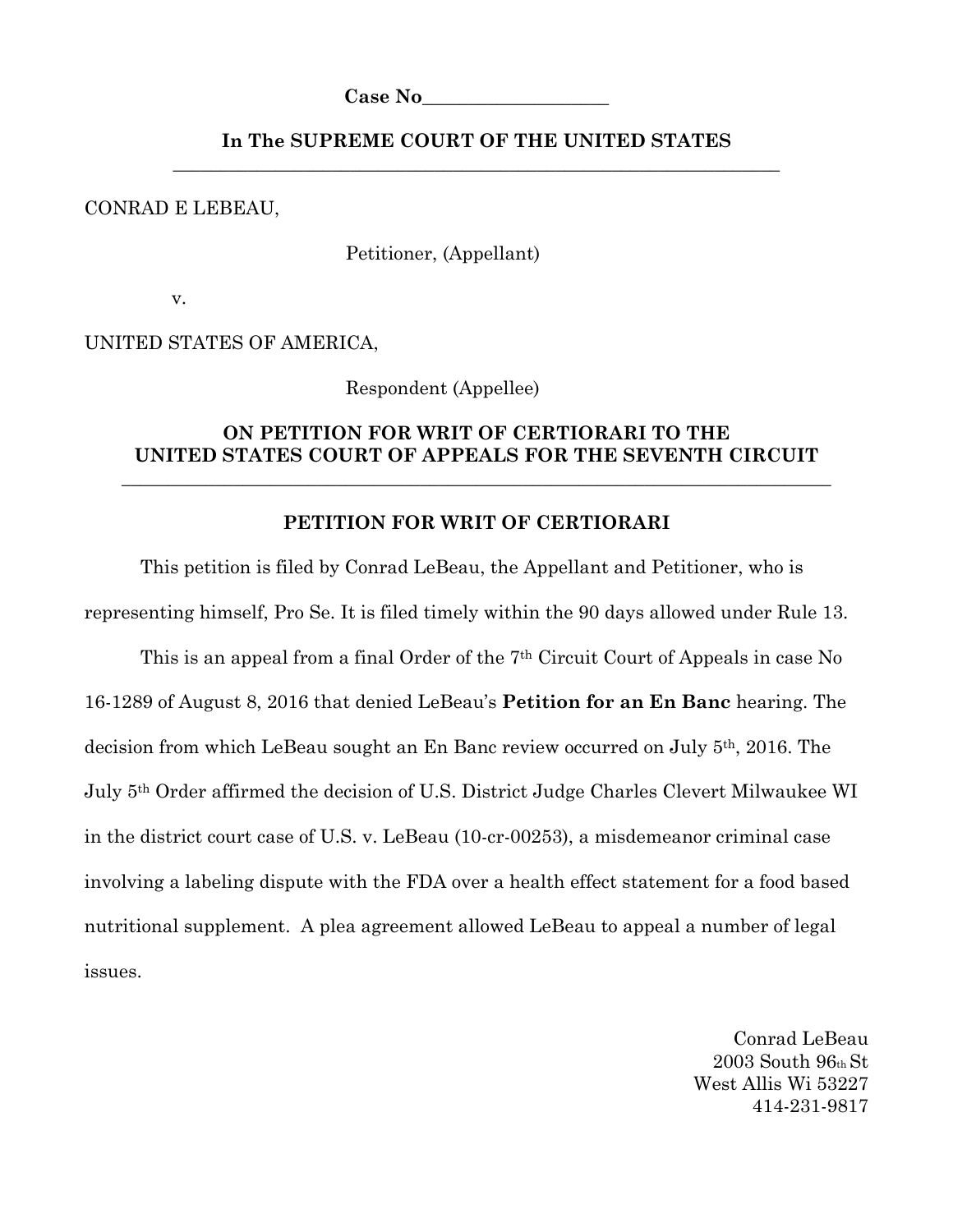**Case No___________________**

**In The SUPREME COURT OF THE UNITED STATES**

---

CONRAD E LEBEAU,

Petitioner, (Appellant)

v.

UNITED STATES OF AMERICA,

Respondent (Appellee)

**ON PETITION FOR WRIT OF CERTIORARI TO THE UNITED STATES COURT OF APPEALS FOR THE SEVENTH CIRCUIT**

---

## PETITION FOR WRIT OF CERTIORARI

This petition is filed by Conrad LeBeau, the Appellant and Petitioner, who is representing himself, Pro Se. It is filed timely within the 90 days allowed under Rule 13.

This is an appeal from a final Order of the 7th Circuit Court of Appeals in case No 16-1289 of August 8, 2016 that denied LeBeau's **Petition for an En Banc** hearing. The decision from which LeBeau sought an En Banc review occurred on July 5th, 2016. The July 5th Order affirmed the decision of U.S. District Judge Charles Clevert Milwaukee WI in the district court case of U.S. v. LeBeau (10-cr-00253), a misdemeanor criminal case involving a labeling dispute with the FDA over a health effect statement for a food based nutritional supplement. A plea agreement allowed LeBeau to appeal a number of legal issues.

Conrad LeBeau
2003 South 96th St
West Allis Wi 53227
414-231-9817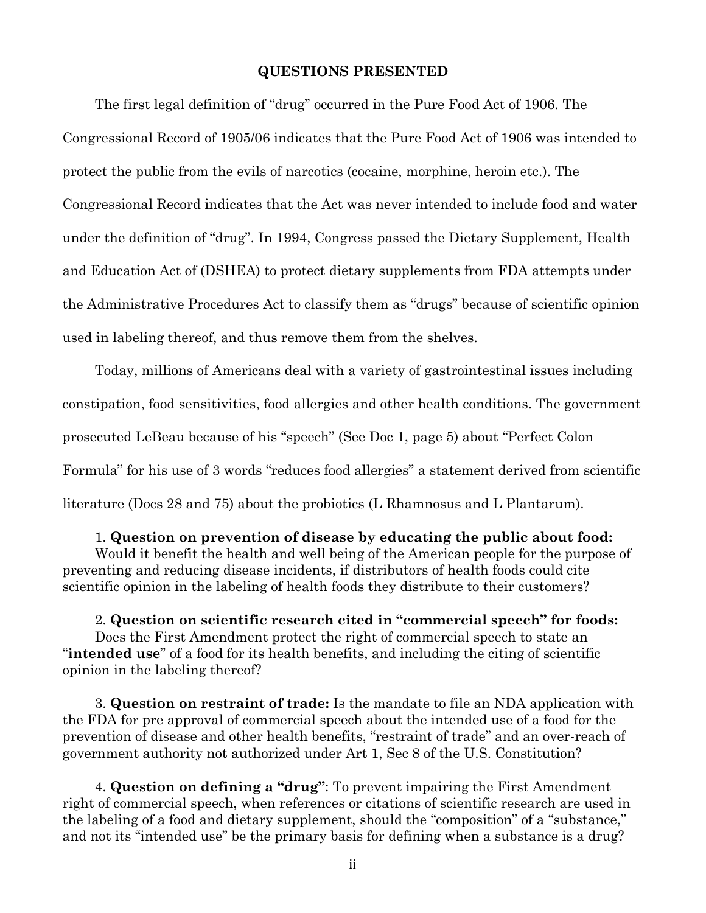## QUESTIONS PRESENTED

The first legal definition of "drug" occurred in the Pure Food Act of 1906. The Congressional Record of 1905/06 indicates that the Pure Food Act of 1906 was intended to protect the public from the evils of narcotics (cocaine, morphine, heroin etc.). The Congressional Record indicates that the Act was never intended to include food and water under the definition of "drug". In 1994, Congress passed the Dietary Supplement, Health and Education Act of (DSHEA) to protect dietary supplements from FDA attempts under the Administrative Procedures Act to classify them as "drugs" because of scientific opinion used in labeling thereof, and thus remove them from the shelves.

Today, millions of Americans deal with a variety of gastrointestinal issues including constipation, food sensitivities, food allergies and other health conditions. The government prosecuted LeBeau because of his "speech" (See Doc 1, page 5) about "Perfect Colon Formula" for his use of 3 words "reduces food allergies" a statement derived from scientific literature (Docs 28 and 75) about the probiotics (L Rhamnosus and L Plantarum).

1. **Question on prevention of disease by educating the public about food:** Would it benefit the health and well being of the American people for the purpose of preventing and reducing disease incidents, if distributors of health foods could cite scientific opinion in the labeling of health foods they distribute to their customers?

2. **Question on scientific research cited in "commercial speech" for foods:** Does the First Amendment protect the right of commercial speech to state an "**intended use**" of a food for its health benefits, and including the citing of scientific opinion in the labeling thereof?

3. **Question on restraint of trade:** Is the mandate to file an NDA application with the FDA for pre approval of commercial speech about the intended use of a food for the prevention of disease and other health benefits, "restraint of trade" and an over-reach of government authority not authorized under Art 1, Sec 8 of the U.S. Constitution?

4. **Question on defining a "drug"**: To prevent impairing the First Amendment right of commercial speech, when references or citations of scientific research are used in the labeling of a food and dietary supplement, should the "composition" of a "substance," and not its "intended use" be the primary basis for defining when a substance is a drug?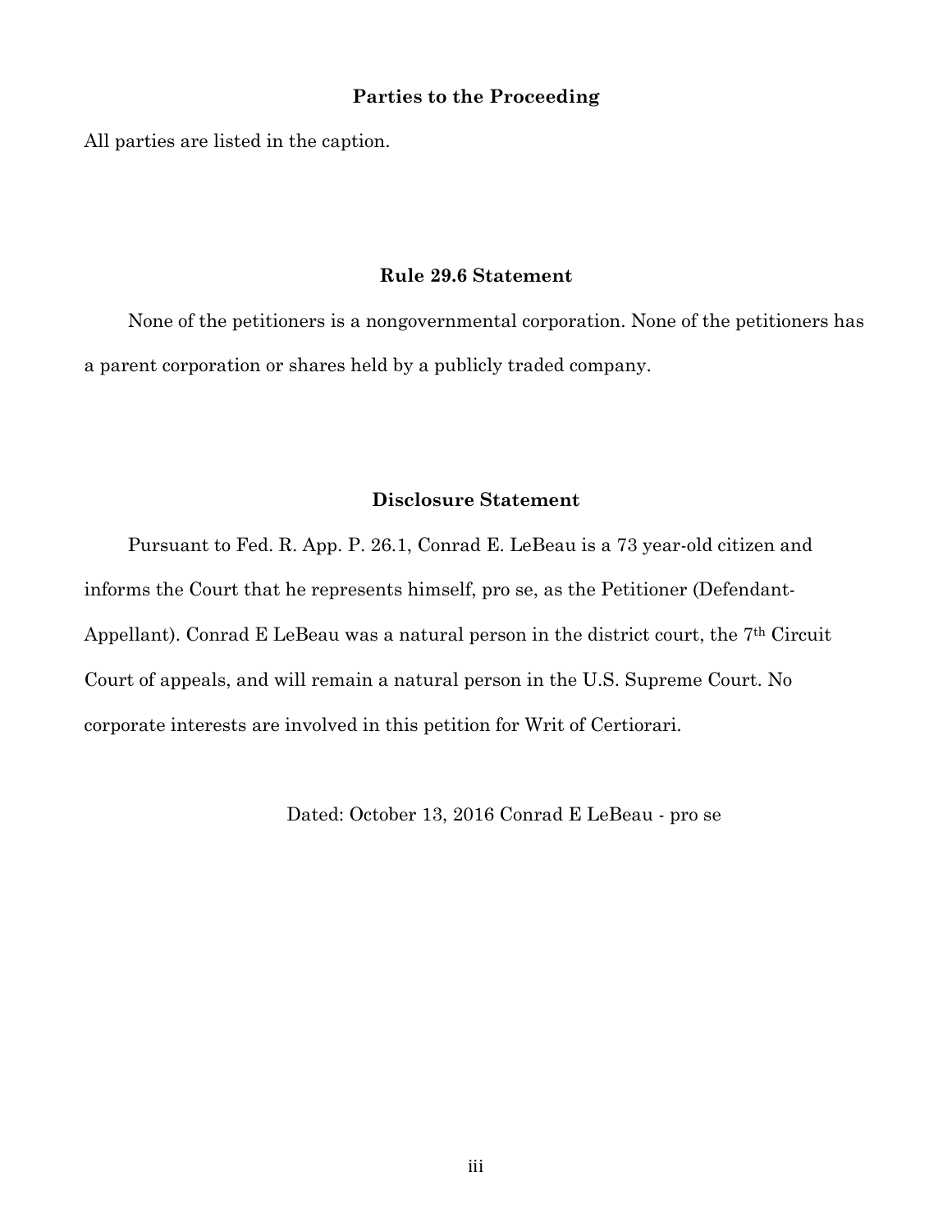## Parties to the Proceeding

All parties are listed in the caption.

## Rule 29.6 Statement

None of the petitioners is a nongovernmental corporation. None of the petitioners has a parent corporation or shares held by a publicly traded company.

## Disclosure Statement

Pursuant to Fed. R. App. P. 26.1, Conrad E. LeBeau is a 73 year-old citizen and informs the Court that he represents himself, pro se, as the Petitioner (Defendant-Appellant). Conrad E LeBeau was a natural person in the district court, the 7th Circuit Court of appeals, and will remain a natural person in the U.S. Supreme Court. No corporate interests are involved in this petition for Writ of Certiorari.

Dated: October 13, 2016 Conrad E LeBeau - pro se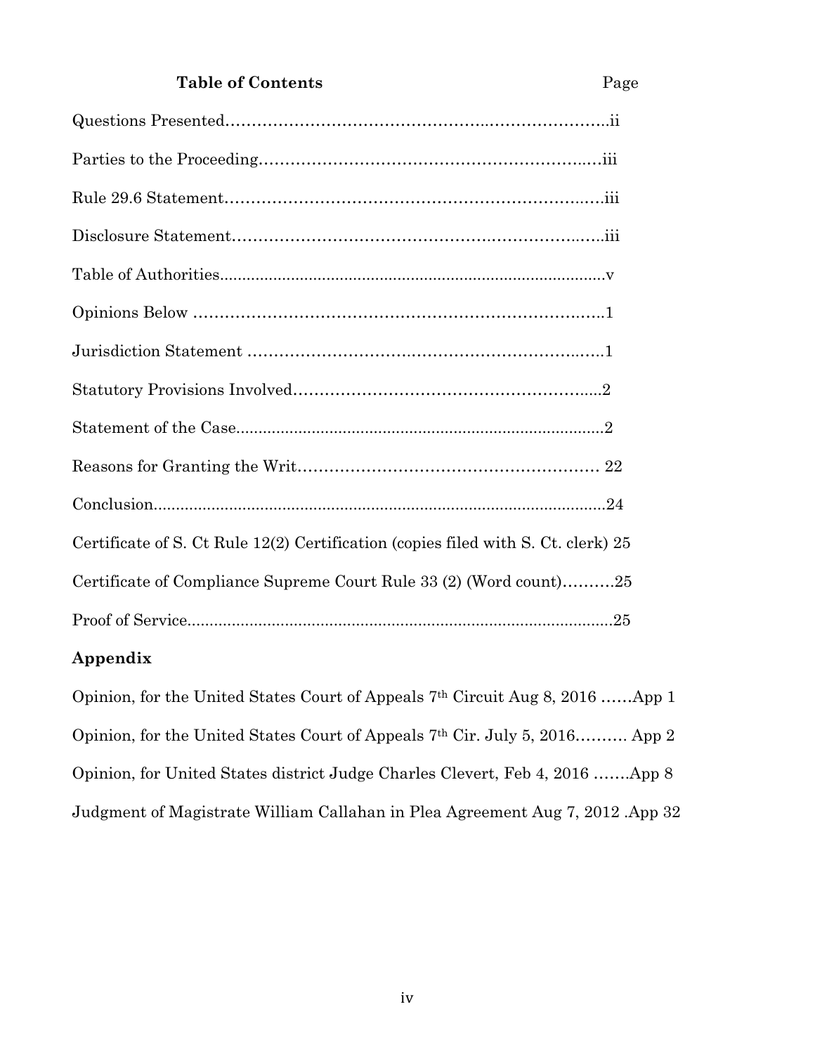**Table of Contents** Page

Questions Presented……………………………………………..…………………..ii

Parties to the Proceeding………………………………………………………..…iii

Rule 29.6 Statement…………………………………………………………….…iii

Disclosure Statement……………………………………………………………...iii

Table of Authorities.......................................................................................v

Opinions Below …………………………………………………………………..1

Jurisdiction Statement …………………………………………………….…..1

Statutory Provisions Involved………………………………………………....2

Statement of the Case...................................................................................2

Reasons for Granting the Writ………………………………………………… 22

Conclusion......................................................................................................24

Certificate of S. Ct Rule 12(2) Certification (copies filed with S. Ct. clerk) 25

Certificate of Compliance Supreme Court Rule 33 (2) (Word count)……….25

Proof of Service...............................................................................................25

**Appendix**

Opinion, for the United States Court of Appeals 7th Circuit Aug 8, 2016 ……App 1

Opinion, for the United States Court of Appeals 7th Cir. July 5, 2016………. App 2

Opinion, for United States district Judge Charles Clevert, Feb 4, 2016 …….App 8

Judgment of Magistrate William Callahan in Plea Agreement Aug 7, 2012 .App 32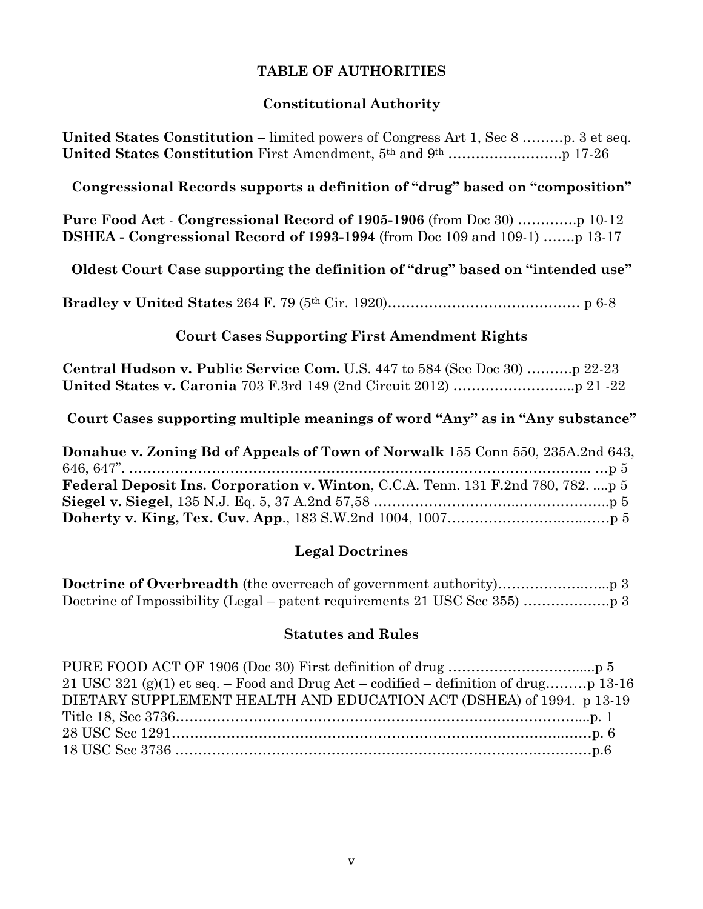# TABLE OF AUTHORITIES

## Constitutional Authority

**United States Constitution** – limited powers of Congress Art 1, Sec 8 ………p. 3 et seq.
**United States Constitution** First Amendment, 5th and 9th …………………….p 17-26

## Congressional Records supports a definition of "drug" based on "composition"

**Pure Food Act - Congressional Record of 1905-1906** (from Doc 30) …………p 10-12
**DSHEA - Congressional Record of 1993-1994** (from Doc 109 and 109-1) …….p 13-17

## Oldest Court Case supporting the definition of "drug" based on "intended use"

**Bradley v United States** 264 F. 79 (5th Cir. 1920)…………………………………… p 6-8

## Court Cases Supporting First Amendment Rights

**Central Hudson v. Public Service Com.** U.S. 447 to 584 (See Doc 30) ……….p 22-23
**United States v. Caronia** 703 F.3rd 149 (2nd Circuit 2012) ……………………...p 21 -22

## Court Cases supporting multiple meanings of word "Any" as in "Any substance"

**Donahue v. Zoning Bd of Appeals of Town of Norwalk** 155 Conn 550, 235A.2nd 643, 646, 647". ……………………………………………………………………………….. …p 5
**Federal Deposit Ins. Corporation v. Winton**, C.C.A. Tenn. 131 F.2nd 780, 782. ....p 5
**Siegel v. Siegel**, 135 N.J. Eq. 5, 37 A.2nd 57,58 ……………………………..………….....p 5
**Doherty v. King, Tex. Cuv. App.**, 183 S.W.2nd 1004, 1007……………………….……p 5

## Legal Doctrines

**Doctrine of Overbreadth** (the overreach of government authority)…………………...p 3
Doctrine of Impossibility (Legal – patent requirements 21 USC Sec 355) ……………….p 3

## Statutes and Rules

PURE FOOD ACT OF 1906 (Doc 30) First definition of drug …………………………....p 5
21 USC 321 (g)(1) et seq. – Food and Drug Act – codified – definition of drug………p 13-16
DIETARY SUPPLEMENT HEALTH AND EDUCATION ACT (DSHEA) of 1994. p 13-19
Title 18, Sec 3736……………………………………………………………………….....p. 1
28 USC Sec 1291…………………………………………………………………….……p. 6
18 USC Sec 3736 ……………………………………………………………….……………p.6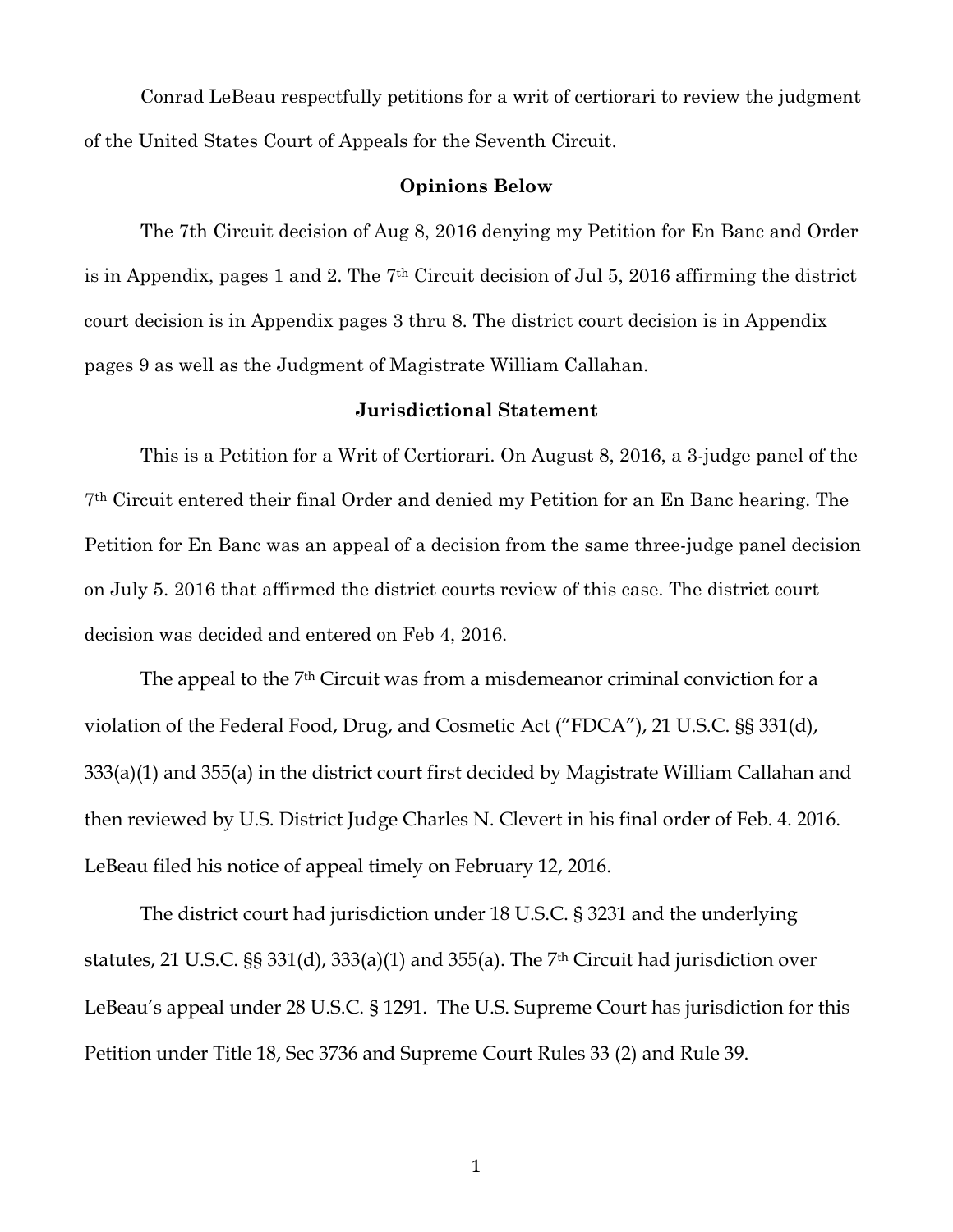Conrad LeBeau respectfully petitions for a writ of certiorari to review the judgment of the United States Court of Appeals for the Seventh Circuit.

**Opinions Below**

The 7th Circuit decision of Aug 8, 2016 denying my Petition for En Banc and Order is in Appendix, pages 1 and 2. The 7th Circuit decision of Jul 5, 2016 affirming the district court decision is in Appendix pages 3 thru 8. The district court decision is in Appendix pages 9 as well as the Judgment of Magistrate William Callahan.

**Jurisdictional Statement**

This is a Petition for a Writ of Certiorari. On August 8, 2016, a 3-judge panel of the 7th Circuit entered their final Order and denied my Petition for an En Banc hearing. The Petition for En Banc was an appeal of a decision from the same three-judge panel decision on July 5. 2016 that affirmed the district courts review of this case. The district court decision was decided and entered on Feb 4, 2016.

The appeal to the 7th Circuit was from a misdemeanor criminal conviction for a violation of the Federal Food, Drug, and Cosmetic Act ("FDCA"), 21 U.S.C. §§ 331(d), 333(a)(1) and 355(a) in the district court first decided by Magistrate William Callahan and then reviewed by U.S. District Judge Charles N. Clevert in his final order of Feb. 4. 2016. LeBeau filed his notice of appeal timely on February 12, 2016.

The district court had jurisdiction under 18 U.S.C. § 3231 and the underlying statutes, 21 U.S.C. §§ 331(d), 333(a)(1) and 355(a). The 7th Circuit had jurisdiction over LeBeau's appeal under 28 U.S.C. § 1291. The U.S. Supreme Court has jurisdiction for this Petition under Title 18, Sec 3736 and Supreme Court Rules 33 (2) and Rule 39.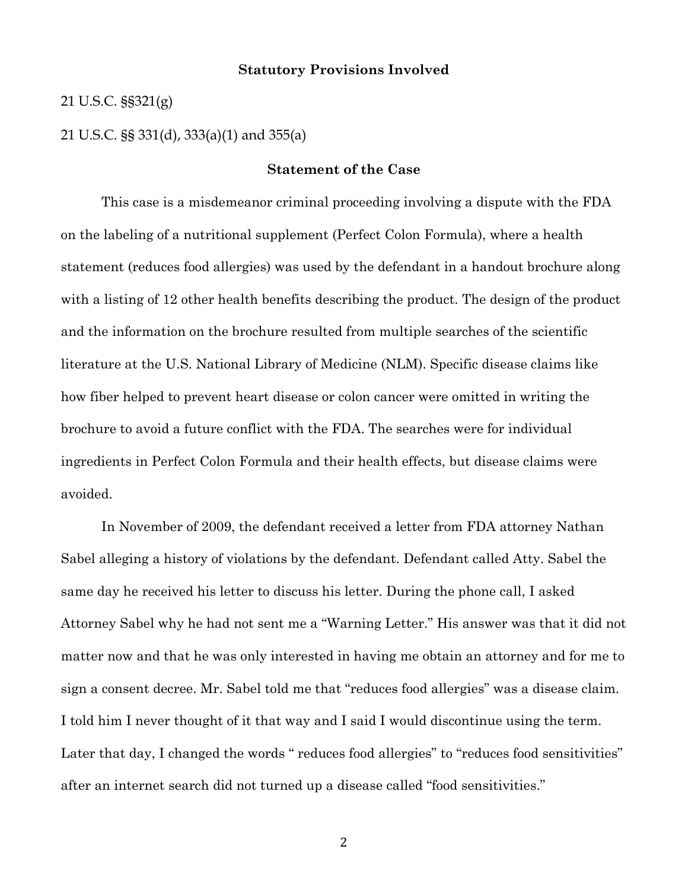## Statutory Provisions Involved

21 U.S.C. §§321(g)

21 U.S.C. §§ 331(d), 333(a)(1) and 355(a)

## Statement of the Case

This case is a misdemeanor criminal proceeding involving a dispute with the FDA on the labeling of a nutritional supplement (Perfect Colon Formula), where a health statement (reduces food allergies) was used by the defendant in a handout brochure along with a listing of 12 other health benefits describing the product. The design of the product and the information on the brochure resulted from multiple searches of the scientific literature at the U.S. National Library of Medicine (NLM). Specific disease claims like how fiber helped to prevent heart disease or colon cancer were omitted in writing the brochure to avoid a future conflict with the FDA. The searches were for individual ingredients in Perfect Colon Formula and their health effects, but disease claims were avoided.

In November of 2009, the defendant received a letter from FDA attorney Nathan Sabel alleging a history of violations by the defendant. Defendant called Atty. Sabel the same day he received his letter to discuss his letter. During the phone call, I asked Attorney Sabel why he had not sent me a "Warning Letter." His answer was that it did not matter now and that he was only interested in having me obtain an attorney and for me to sign a consent decree. Mr. Sabel told me that "reduces food allergies" was a disease claim. I told him I never thought of it that way and I said I would discontinue using the term. Later that day, I changed the words " reduces food allergies" to "reduces food sensitivities" after an internet search did not turned up a disease called "food sensitivities."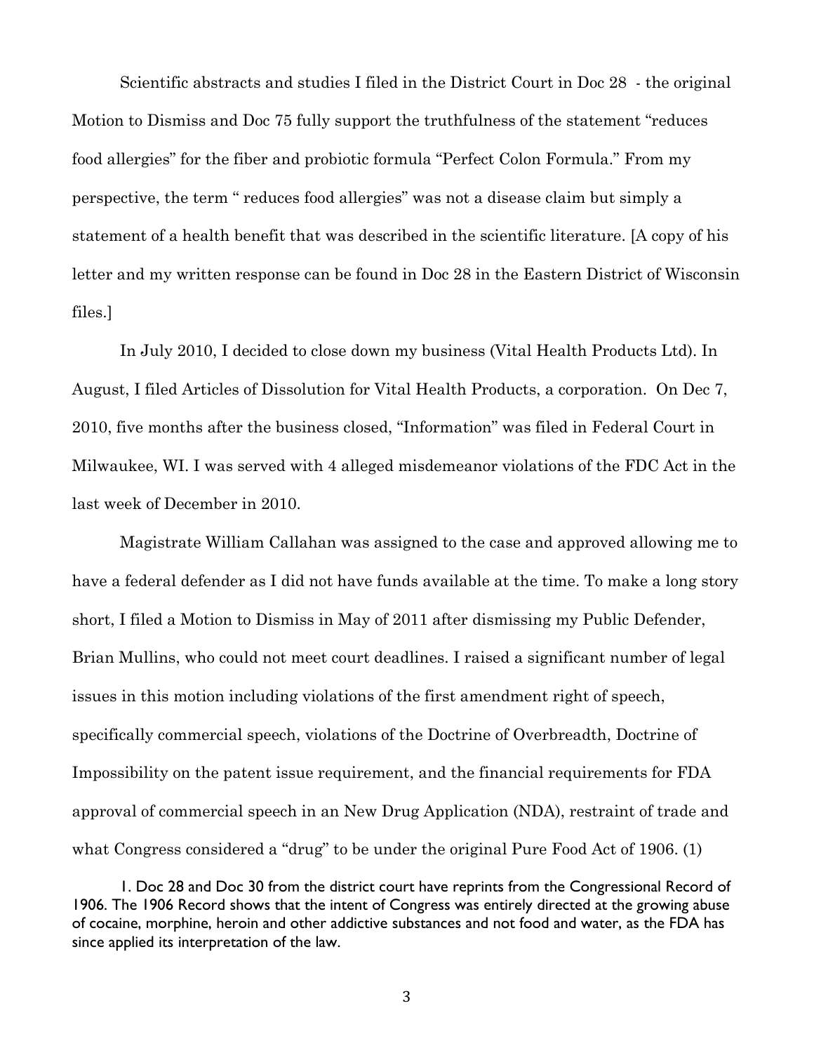Scientific abstracts and studies I filed in the District Court in Doc 28 - the original Motion to Dismiss and Doc 75 fully support the truthfulness of the statement "reduces food allergies" for the fiber and probiotic formula "Perfect Colon Formula." From my perspective, the term " reduces food allergies" was not a disease claim but simply a statement of a health benefit that was described in the scientific literature. [A copy of his letter and my written response can be found in Doc 28 in the Eastern District of Wisconsin files.]

In July 2010, I decided to close down my business (Vital Health Products Ltd). In August, I filed Articles of Dissolution for Vital Health Products, a corporation. On Dec 7, 2010, five months after the business closed, "Information" was filed in Federal Court in Milwaukee, WI. I was served with 4 alleged misdemeanor violations of the FDC Act in the last week of December in 2010.

Magistrate William Callahan was assigned to the case and approved allowing me to have a federal defender as I did not have funds available at the time. To make a long story short, I filed a Motion to Dismiss in May of 2011 after dismissing my Public Defender, Brian Mullins, who could not meet court deadlines. I raised a significant number of legal issues in this motion including violations of the first amendment right of speech, specifically commercial speech, violations of the Doctrine of Overbreadth, Doctrine of Impossibility on the patent issue requirement, and the financial requirements for FDA approval of commercial speech in an New Drug Application (NDA), restraint of trade and what Congress considered a "drug" to be under the original Pure Food Act of 1906. (1)

1. Doc 28 and Doc 30 from the district court have reprints from the Congressional Record of 1906. The 1906 Record shows that the intent of Congress was entirely directed at the growing abuse of cocaine, morphine, heroin and other addictive substances and not food and water, as the FDA has since applied its interpretation of the law.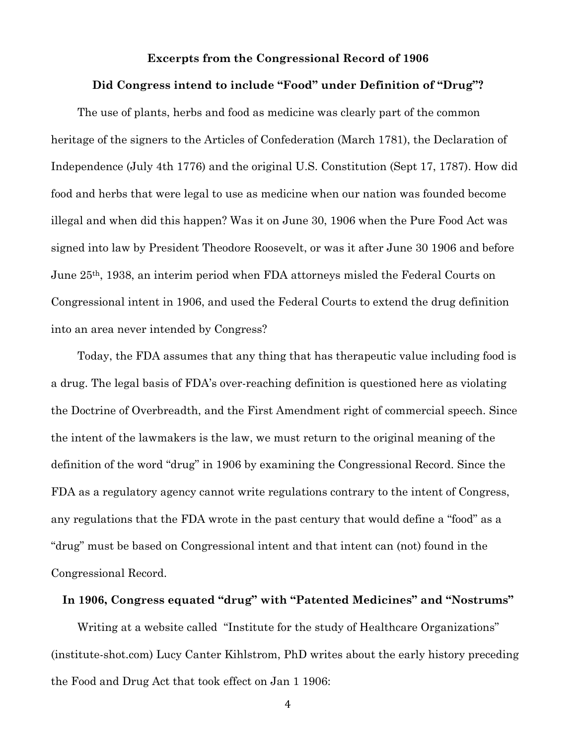**Excerpts from the Congressional Record of 1906**

**Did Congress intend to include "Food" under Definition of "Drug"?**

The use of plants, herbs and food as medicine was clearly part of the common heritage of the signers to the Articles of Confederation (March 1781), the Declaration of Independence (July 4th 1776) and the original U.S. Constitution (Sept 17, 1787). How did food and herbs that were legal to use as medicine when our nation was founded become illegal and when did this happen? Was it on June 30, 1906 when the Pure Food Act was signed into law by President Theodore Roosevelt, or was it after June 30 1906 and before June 25th, 1938, an interim period when FDA attorneys misled the Federal Courts on Congressional intent in 1906, and used the Federal Courts to extend the drug definition into an area never intended by Congress?

Today, the FDA assumes that any thing that has therapeutic value including food is a drug. The legal basis of FDA's over-reaching definition is questioned here as violating the Doctrine of Overbreadth, and the First Amendment right of commercial speech. Since the intent of the lawmakers is the law, we must return to the original meaning of the definition of the word "drug" in 1906 by examining the Congressional Record. Since the FDA as a regulatory agency cannot write regulations contrary to the intent of Congress, any regulations that the FDA wrote in the past century that would define a "food" as a "drug" must be based on Congressional intent and that intent can (not) found in the Congressional Record.

**In 1906, Congress equated "drug" with "Patented Medicines" and "Nostrums"**

Writing at a website called "Institute for the study of Healthcare Organizations" (institute-shot.com) Lucy Canter Kihlstrom, PhD writes about the early history preceding the Food and Drug Act that took effect on Jan 1 1906: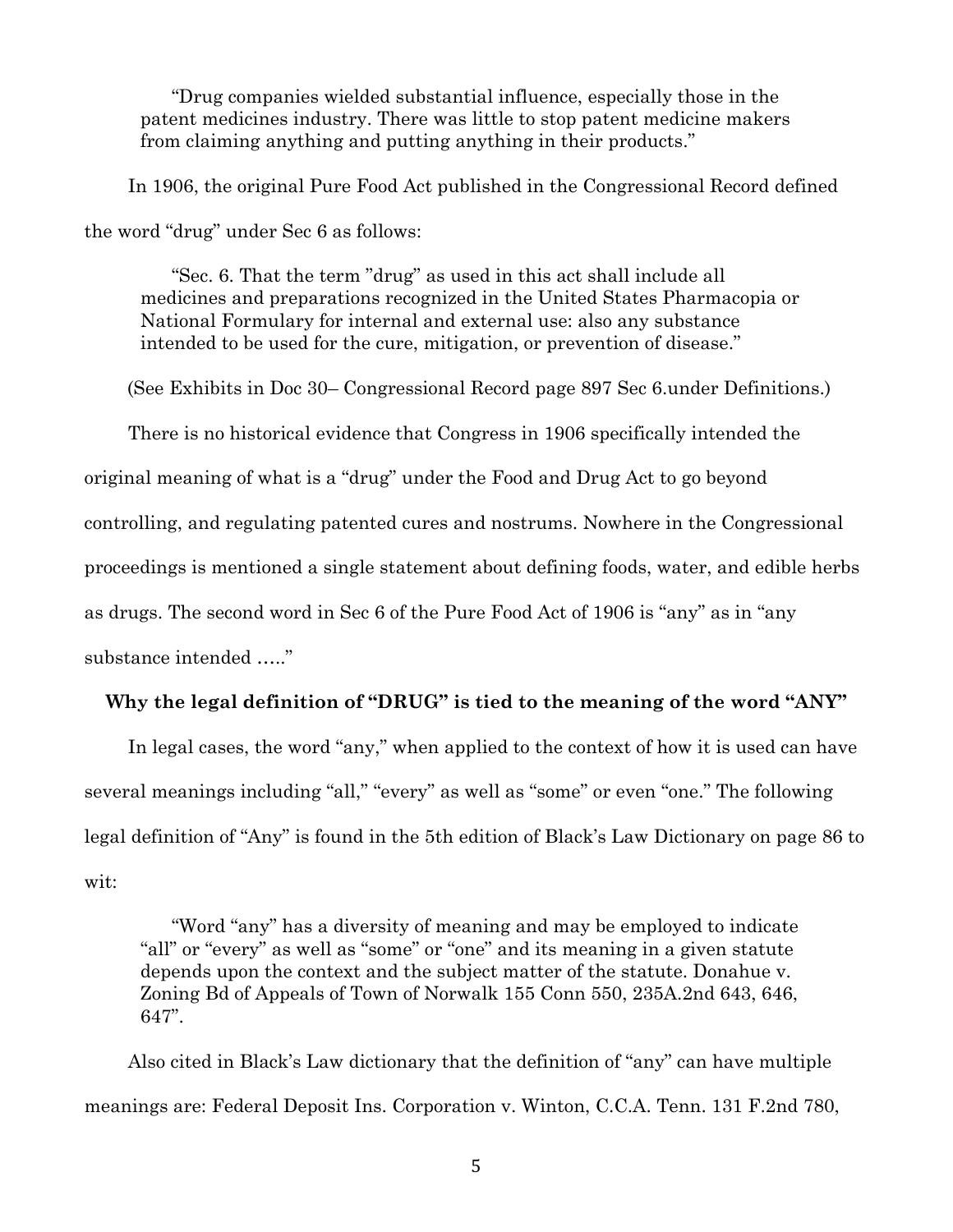> "Drug companies wielded substantial influence, especially those in the patent medicines industry. There was little to stop patent medicine makers from claiming anything and putting anything in their products."

In 1906, the original Pure Food Act published in the Congressional Record defined the word "drug" under Sec 6 as follows:

> "Sec. 6. That the term "drug" as used in this act shall include all medicines and preparations recognized in the United States Pharmacopia or National Formulary for internal and external use: also any substance intended to be used for the cure, mitigation, or prevention of disease."

(See Exhibits in Doc 30– Congressional Record page 897 Sec 6.under Definitions.)

There is no historical evidence that Congress in 1906 specifically intended the original meaning of what is a "drug" under the Food and Drug Act to go beyond controlling, and regulating patented cures and nostrums. Nowhere in the Congressional proceedings is mentioned a single statement about defining foods, water, and edible herbs as drugs. The second word in Sec 6 of the Pure Food Act of 1906 is "any" as in "any substance intended ….."

**Why the legal definition of "DRUG" is tied to the meaning of the word "ANY"**

In legal cases, the word "any," when applied to the context of how it is used can have several meanings including "all," "every" as well as "some" or even "one." The following legal definition of "Any" is found in the 5th edition of Black's Law Dictionary on page 86 to wit:

> "Word "any" has a diversity of meaning and may be employed to indicate "all" or "every" as well as "some" or "one" and its meaning in a given statute depends upon the context and the subject matter of the statute. Donahue v. Zoning Bd of Appeals of Town of Norwalk 155 Conn 550, 235A.2nd 643, 646, 647".

Also cited in Black's Law dictionary that the definition of "any" can have multiple meanings are: Federal Deposit Ins. Corporation v. Winton, C.C.A. Tenn. 131 F.2nd 780,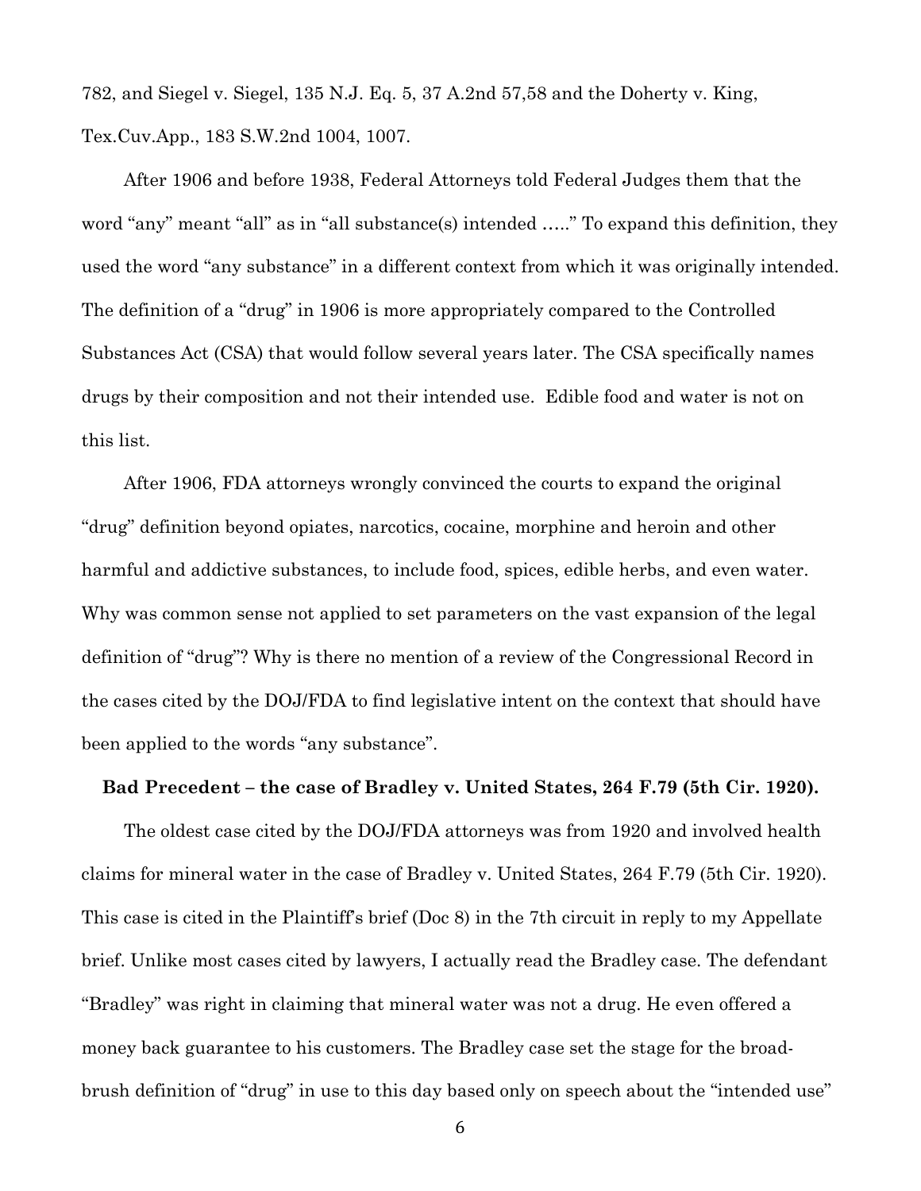782, and Siegel v. Siegel, 135 N.J. Eq. 5, 37 A.2nd 57,58 and the Doherty v. King, Tex.Cuv.App., 183 S.W.2nd 1004, 1007.

After 1906 and before 1938, Federal Attorneys told Federal Judges them that the word "any" meant "all" as in "all substance(s) intended ….." To expand this definition, they used the word "any substance" in a different context from which it was originally intended. The definition of a "drug" in 1906 is more appropriately compared to the Controlled Substances Act (CSA) that would follow several years later. The CSA specifically names drugs by their composition and not their intended use. Edible food and water is not on this list.

After 1906, FDA attorneys wrongly convinced the courts to expand the original "drug" definition beyond opiates, narcotics, cocaine, morphine and heroin and other harmful and addictive substances, to include food, spices, edible herbs, and even water. Why was common sense not applied to set parameters on the vast expansion of the legal definition of "drug"? Why is there no mention of a review of the Congressional Record in the cases cited by the DOJ/FDA to find legislative intent on the context that should have been applied to the words "any substance".

**Bad Precedent – the case of Bradley v. United States, 264 F.79 (5th Cir. 1920).**

The oldest case cited by the DOJ/FDA attorneys was from 1920 and involved health claims for mineral water in the case of Bradley v. United States, 264 F.79 (5th Cir. 1920). This case is cited in the Plaintiff's brief (Doc 8) in the 7th circuit in reply to my Appellate brief. Unlike most cases cited by lawyers, I actually read the Bradley case. The defendant "Bradley" was right in claiming that mineral water was not a drug. He even offered a money back guarantee to his customers. The Bradley case set the stage for the broad-brush definition of "drug" in use to this day based only on speech about the "intended use"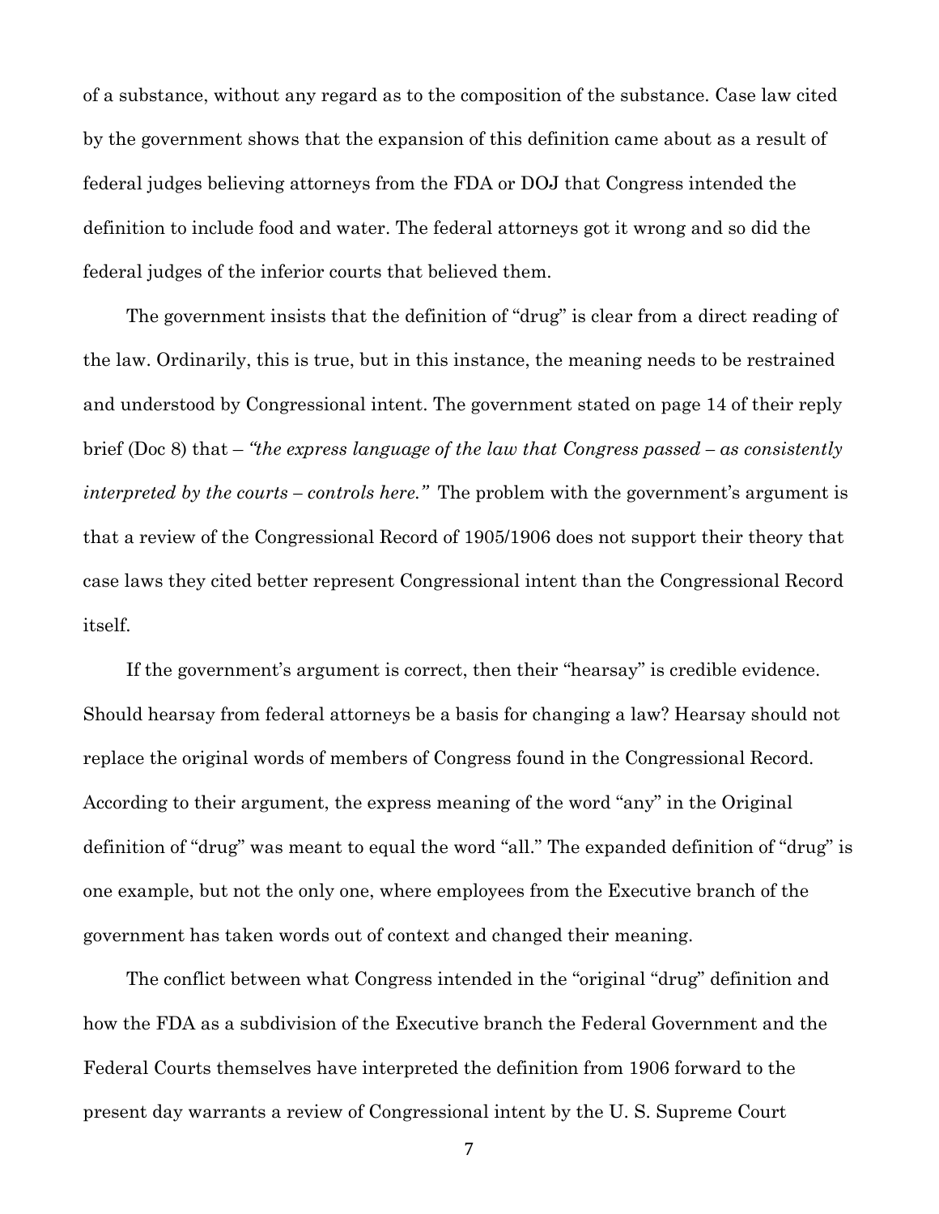of a substance, without any regard as to the composition of the substance. Case law cited by the government shows that the expansion of this definition came about as a result of federal judges believing attorneys from the FDA or DOJ that Congress intended the definition to include food and water. The federal attorneys got it wrong and so did the federal judges of the inferior courts that believed them.

The government insists that the definition of "drug" is clear from a direct reading of the law. Ordinarily, this is true, but in this instance, the meaning needs to be restrained and understood by Congressional intent. The government stated on page 14 of their reply brief (Doc 8) that – *"the express language of the law that Congress passed – as consistently interpreted by the courts – controls here."* The problem with the government's argument is that a review of the Congressional Record of 1905/1906 does not support their theory that case laws they cited better represent Congressional intent than the Congressional Record itself.

If the government's argument is correct, then their "hearsay" is credible evidence. Should hearsay from federal attorneys be a basis for changing a law? Hearsay should not replace the original words of members of Congress found in the Congressional Record. According to their argument, the express meaning of the word "any" in the Original definition of "drug" was meant to equal the word "all." The expanded definition of "drug" is one example, but not the only one, where employees from the Executive branch of the government has taken words out of context and changed their meaning.

The conflict between what Congress intended in the "original "drug" definition and how the FDA as a subdivision of the Executive branch the Federal Government and the Federal Courts themselves have interpreted the definition from 1906 forward to the present day warrants a review of Congressional intent by the U. S. Supreme Court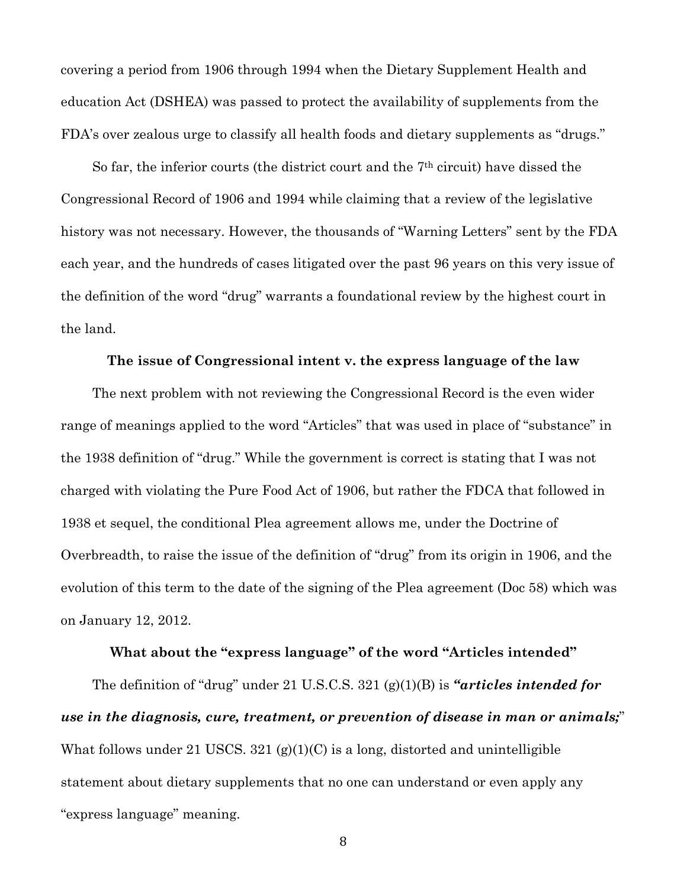covering a period from 1906 through 1994 when the Dietary Supplement Health and education Act (DSHEA) was passed to protect the availability of supplements from the FDA's over zealous urge to classify all health foods and dietary supplements as "drugs."

So far, the inferior courts (the district court and the 7th circuit) have dissed the Congressional Record of 1906 and 1994 while claiming that a review of the legislative history was not necessary. However, the thousands of "Warning Letters" sent by the FDA each year, and the hundreds of cases litigated over the past 96 years on this very issue of the definition of the word "drug" warrants a foundational review by the highest court in the land.

**The issue of Congressional intent v. the express language of the law**

The next problem with not reviewing the Congressional Record is the even wider range of meanings applied to the word "Articles" that was used in place of "substance" in the 1938 definition of "drug." While the government is correct is stating that I was not charged with violating the Pure Food Act of 1906, but rather the FDCA that followed in 1938 et sequel, the conditional Plea agreement allows me, under the Doctrine of Overbreadth, to raise the issue of the definition of "drug" from its origin in 1906, and the evolution of this term to the date of the signing of the Plea agreement (Doc 58) which was on January 12, 2012.

**What about the "express language" of the word "Articles intended"**

The definition of "drug" under 21 U.S.C.S. 321 (g)(1)(B) is ***"articles intended for use in the diagnosis, cure, treatment, or prevention of disease in man or animals;"*** What follows under 21 USCS. 321 (g)(1)(C) is a long, distorted and unintelligible statement about dietary supplements that no one can understand or even apply any "express language" meaning.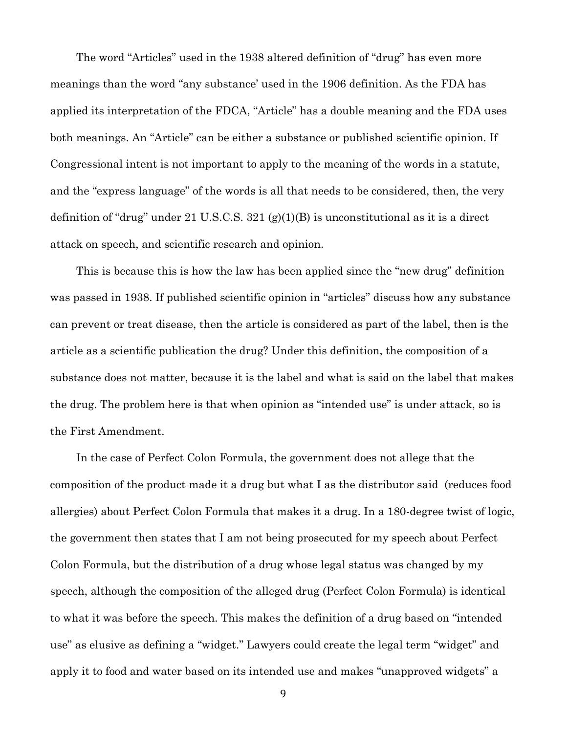The word "Articles" used in the 1938 altered definition of "drug" has even more meanings than the word "any substance' used in the 1906 definition. As the FDA has applied its interpretation of the FDCA, "Article" has a double meaning and the FDA uses both meanings. An "Article" can be either a substance or published scientific opinion. If Congressional intent is not important to apply to the meaning of the words in a statute, and the "express language" of the words is all that needs to be considered, then, the very definition of "drug" under 21 U.S.C.S. 321 (g)(1)(B) is unconstitutional as it is a direct attack on speech, and scientific research and opinion.

This is because this is how the law has been applied since the "new drug" definition was passed in 1938. If published scientific opinion in "articles" discuss how any substance can prevent or treat disease, then the article is considered as part of the label, then is the article as a scientific publication the drug? Under this definition, the composition of a substance does not matter, because it is the label and what is said on the label that makes the drug. The problem here is that when opinion as "intended use" is under attack, so is the First Amendment.

In the case of Perfect Colon Formula, the government does not allege that the composition of the product made it a drug but what I as the distributor said (reduces food allergies) about Perfect Colon Formula that makes it a drug. In a 180-degree twist of logic, the government then states that I am not being prosecuted for my speech about Perfect Colon Formula, but the distribution of a drug whose legal status was changed by my speech, although the composition of the alleged drug (Perfect Colon Formula) is identical to what it was before the speech. This makes the definition of a drug based on "intended use" as elusive as defining a "widget." Lawyers could create the legal term "widget" and apply it to food and water based on its intended use and makes "unapproved widgets" a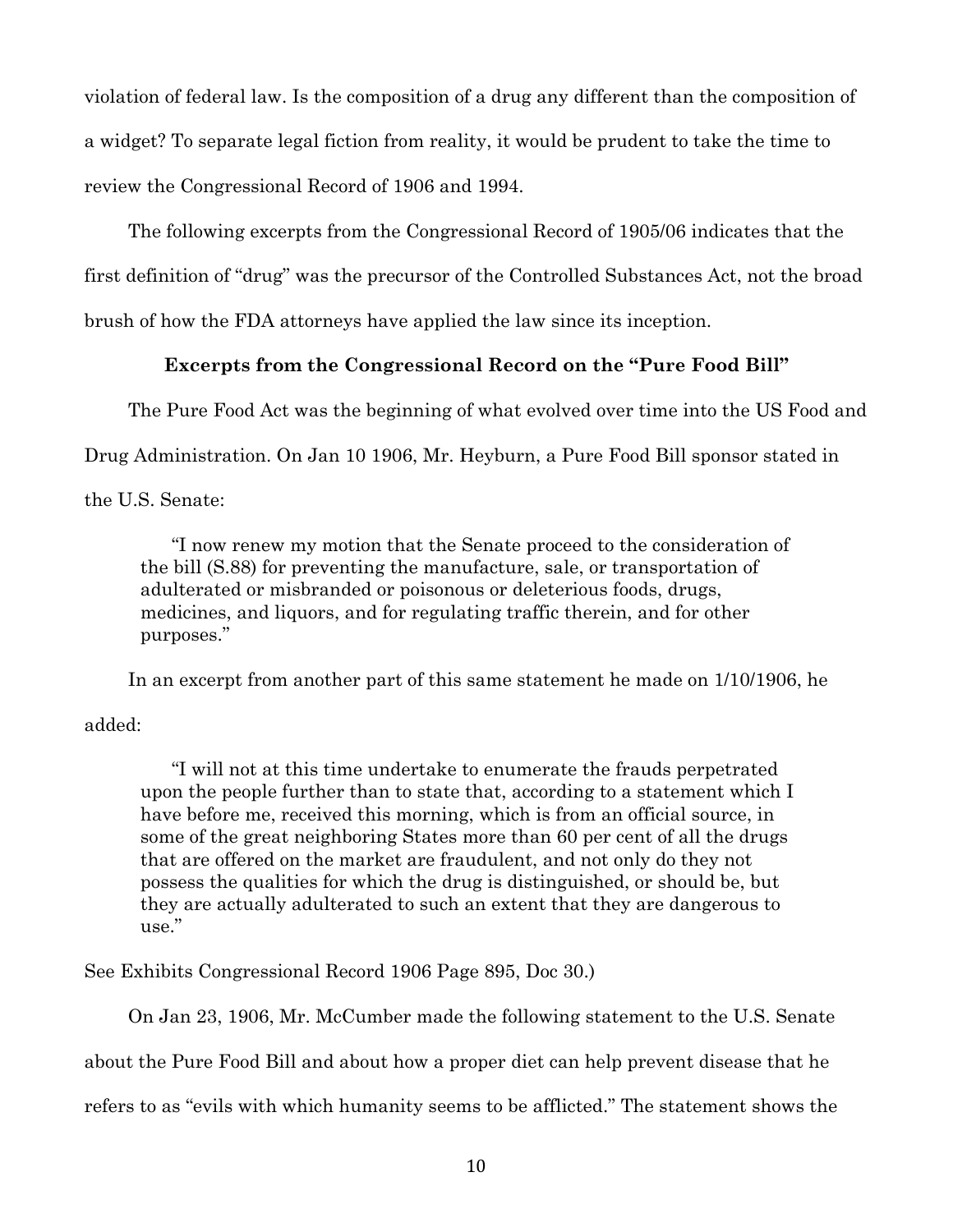violation of federal law. Is the composition of a drug any different than the composition of a widget? To separate legal fiction from reality, it would be prudent to take the time to review the Congressional Record of 1906 and 1994.

The following excerpts from the Congressional Record of 1905/06 indicates that the first definition of "drug" was the precursor of the Controlled Substances Act, not the broad brush of how the FDA attorneys have applied the law since its inception.

### Excerpts from the Congressional Record on the "Pure Food Bill"

The Pure Food Act was the beginning of what evolved over time into the US Food and Drug Administration. On Jan 10 1906, Mr. Heyburn, a Pure Food Bill sponsor stated in the U.S. Senate:

> "I now renew my motion that the Senate proceed to the consideration of the bill (S.88) for preventing the manufacture, sale, or transportation of adulterated or misbranded or poisonous or deleterious foods, drugs, medicines, and liquors, and for regulating traffic therein, and for other purposes."

In an excerpt from another part of this same statement he made on 1/10/1906, he added:

> "I will not at this time undertake to enumerate the frauds perpetrated upon the people further than to state that, according to a statement which I have before me, received this morning, which is from an official source, in some of the great neighboring States more than 60 per cent of all the drugs that are offered on the market are fraudulent, and not only do they not possess the qualities for which the drug is distinguished, or should be, but they are actually adulterated to such an extent that they are dangerous to use."

See Exhibits Congressional Record 1906 Page 895, Doc 30.)

On Jan 23, 1906, Mr. McCumber made the following statement to the U.S. Senate about the Pure Food Bill and about how a proper diet can help prevent disease that he refers to as "evils with which humanity seems to be afflicted." The statement shows the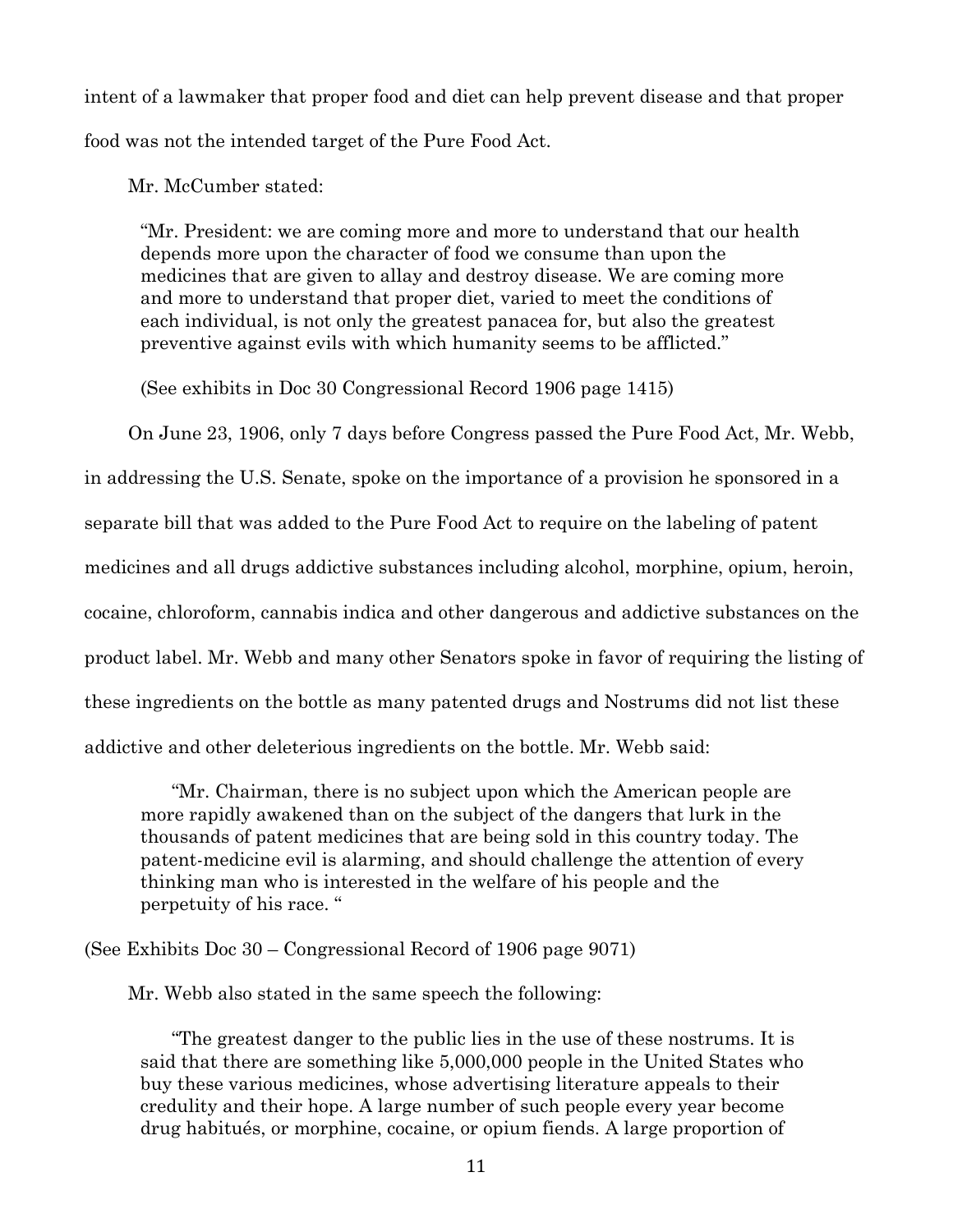intent of a lawmaker that proper food and diet can help prevent disease and that proper food was not the intended target of the Pure Food Act.

Mr. McCumber stated:

> "Mr. President: we are coming more and more to understand that our health depends more upon the character of food we consume than upon the medicines that are given to allay and destroy disease. We are coming more and more to understand that proper diet, varied to meet the conditions of each individual, is not only the greatest panacea for, but also the greatest preventive against evils with which humanity seems to be afflicted."
>
> (See exhibits in Doc 30 Congressional Record 1906 page 1415)

On June 23, 1906, only 7 days before Congress passed the Pure Food Act, Mr. Webb, in addressing the U.S. Senate, spoke on the importance of a provision he sponsored in a separate bill that was added to the Pure Food Act to require on the labeling of patent medicines and all drugs addictive substances including alcohol, morphine, opium, heroin, cocaine, chloroform, cannabis indica and other dangerous and addictive substances on the product label. Mr. Webb and many other Senators spoke in favor of requiring the listing of these ingredients on the bottle as many patented drugs and Nostrums did not list these addictive and other deleterious ingredients on the bottle. Mr. Webb said:

> "Mr. Chairman, there is no subject upon which the American people are more rapidly awakened than on the subject of the dangers that lurk in the thousands of patent medicines that are being sold in this country today. The patent-medicine evil is alarming, and should challenge the attention of every thinking man who is interested in the welfare of his people and the perpetuity of his race. "

(See Exhibits Doc 30 – Congressional Record of 1906 page 9071)

Mr. Webb also stated in the same speech the following:

> "The greatest danger to the public lies in the use of these nostrums. It is said that there are something like 5,000,000 people in the United States who buy these various medicines, whose advertising literature appeals to their credulity and their hope. A large number of such people every year become drug habitués, or morphine, cocaine, or opium fiends. A large proportion of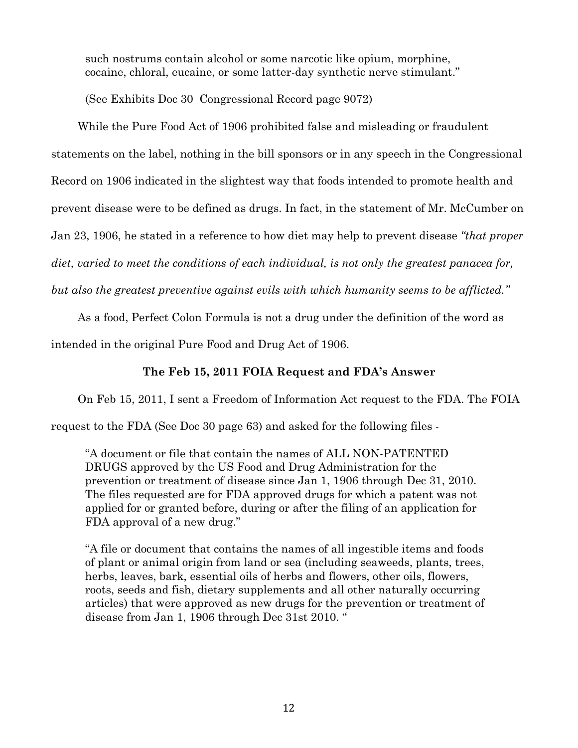> such nostrums contain alcohol or some narcotic like opium, morphine, cocaine, chloral, eucaine, or some latter-day synthetic nerve stimulant."
>
> (See Exhibits Doc 30 Congressional Record page 9072)

While the Pure Food Act of 1906 prohibited false and misleading or fraudulent statements on the label, nothing in the bill sponsors or in any speech in the Congressional Record on 1906 indicated in the slightest way that foods intended to promote health and prevent disease were to be defined as drugs. In fact, in the statement of Mr. McCumber on Jan 23, 1906, he stated in a reference to how diet may help to prevent disease *"that proper diet, varied to meet the conditions of each individual, is not only the greatest panacea for, but also the greatest preventive against evils with which humanity seems to be afflicted."*

As a food, Perfect Colon Formula is not a drug under the definition of the word as intended in the original Pure Food and Drug Act of 1906.

### The Feb 15, 2011 FOIA Request and FDA's Answer

On Feb 15, 2011, I sent a Freedom of Information Act request to the FDA. The FOIA request to the FDA (See Doc 30 page 63) and asked for the following files -

> "A document or file that contain the names of ALL NON-PATENTED DRUGS approved by the US Food and Drug Administration for the prevention or treatment of disease since Jan 1, 1906 through Dec 31, 2010. The files requested are for FDA approved drugs for which a patent was not applied for or granted before, during or after the filing of an application for FDA approval of a new drug."
>
> "A file or document that contains the names of all ingestible items and foods of plant or animal origin from land or sea (including seaweeds, plants, trees, herbs, leaves, bark, essential oils of herbs and flowers, other oils, flowers, roots, seeds and fish, dietary supplements and all other naturally occurring articles) that were approved as new drugs for the prevention or treatment of disease from Jan 1, 1906 through Dec 31st 2010. "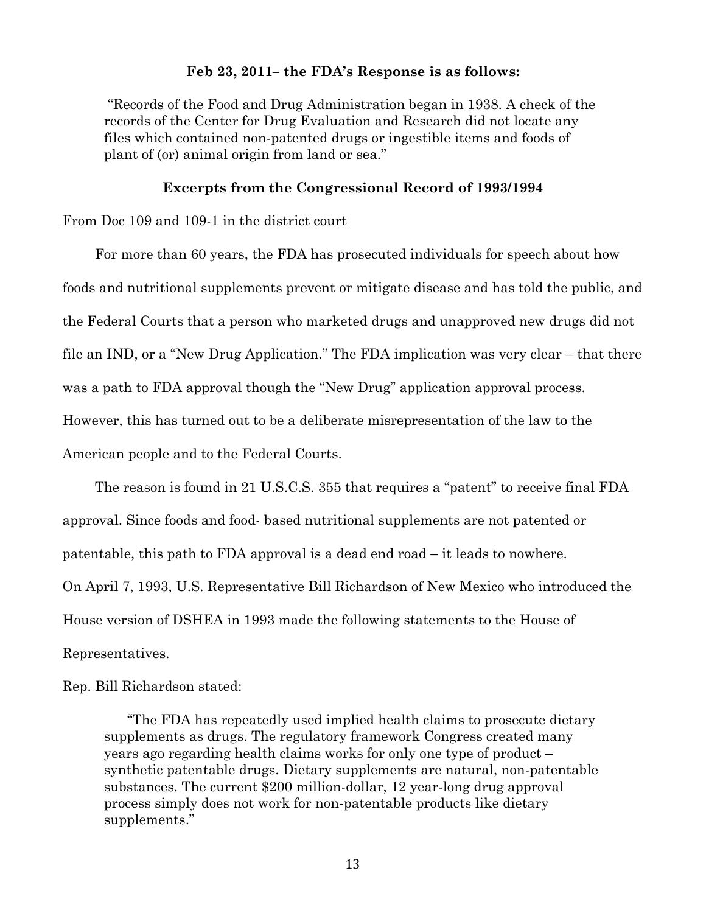**Feb 23, 2011– the FDA's Response is as follows:**

> "Records of the Food and Drug Administration began in 1938. A check of the records of the Center for Drug Evaluation and Research did not locate any files which contained non-patented drugs or ingestible items and foods of plant of (or) animal origin from land or sea."

**Excerpts from the Congressional Record of 1993/1994**

From Doc 109 and 109-1 in the district court

For more than 60 years, the FDA has prosecuted individuals for speech about how foods and nutritional supplements prevent or mitigate disease and has told the public, and the Federal Courts that a person who marketed drugs and unapproved new drugs did not file an IND, or a "New Drug Application." The FDA implication was very clear – that there was a path to FDA approval though the "New Drug" application approval process. However, this has turned out to be a deliberate misrepresentation of the law to the American people and to the Federal Courts.

The reason is found in 21 U.S.C.S. 355 that requires a "patent" to receive final FDA approval. Since foods and food- based nutritional supplements are not patented or patentable, this path to FDA approval is a dead end road – it leads to nowhere.

On April 7, 1993, U.S. Representative Bill Richardson of New Mexico who introduced the House version of DSHEA in 1993 made the following statements to the House of Representatives.

Rep. Bill Richardson stated:

> "The FDA has repeatedly used implied health claims to prosecute dietary supplements as drugs. The regulatory framework Congress created many years ago regarding health claims works for only one type of product – synthetic patentable drugs. Dietary supplements are natural, non-patentable substances. The current $200 million-dollar, 12 year-long drug approval process simply does not work for non-patentable products like dietary supplements."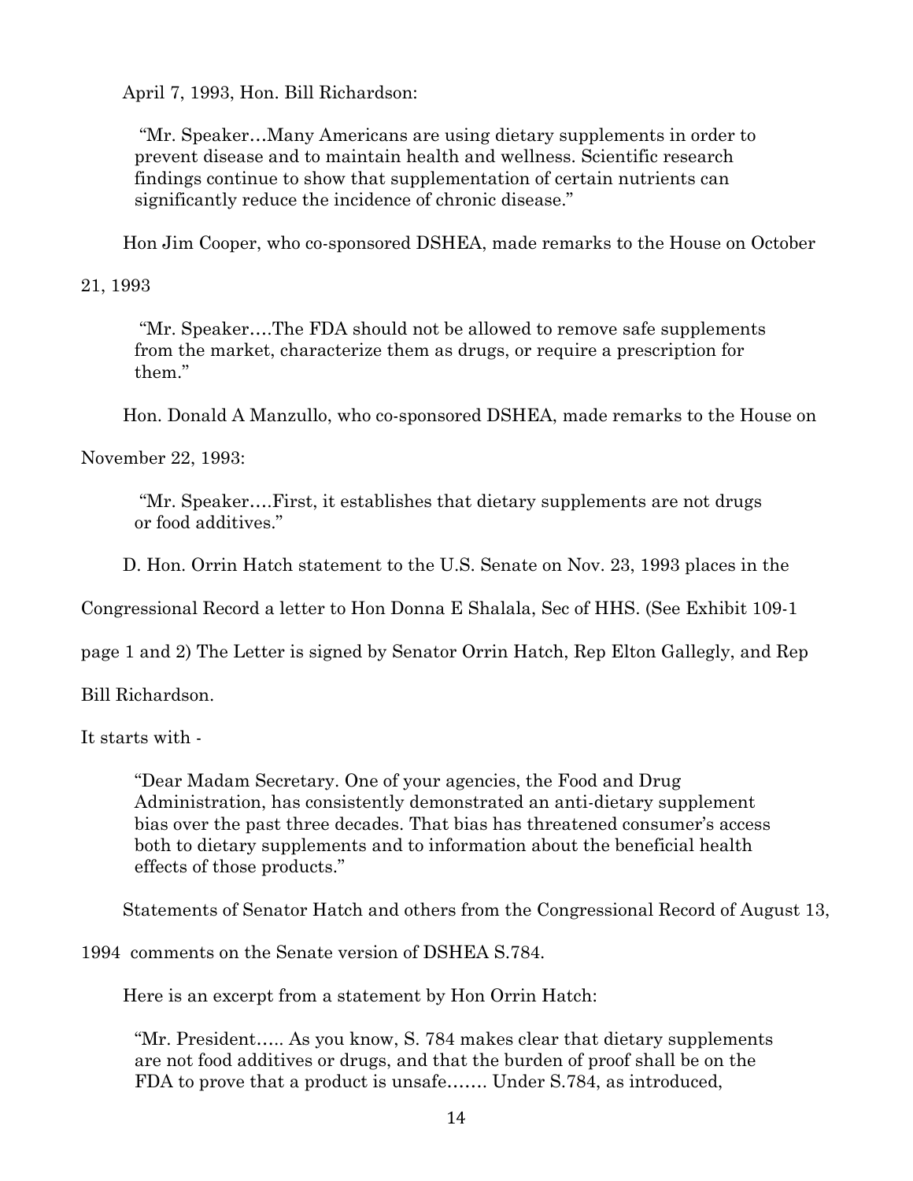April 7, 1993, Hon. Bill Richardson:

> "Mr. Speaker…Many Americans are using dietary supplements in order to prevent disease and to maintain health and wellness. Scientific research findings continue to show that supplementation of certain nutrients can significantly reduce the incidence of chronic disease."

Hon Jim Cooper, who co-sponsored DSHEA, made remarks to the House on October 21, 1993

> "Mr. Speaker….The FDA should not be allowed to remove safe supplements from the market, characterize them as drugs, or require a prescription for them."

Hon. Donald A Manzullo, who co-sponsored DSHEA, made remarks to the House on November 22, 1993:

> "Mr. Speaker….First, it establishes that dietary supplements are not drugs or food additives."

D. Hon. Orrin Hatch statement to the U.S. Senate on Nov. 23, 1993 places in the Congressional Record a letter to Hon Donna E Shalala, Sec of HHS. (See Exhibit 109-1 page 1 and 2) The Letter is signed by Senator Orrin Hatch, Rep Elton Gallegly, and Rep Bill Richardson.

It starts with -

> "Dear Madam Secretary. One of your agencies, the Food and Drug Administration, has consistently demonstrated an anti-dietary supplement bias over the past three decades. That bias has threatened consumer's access both to dietary supplements and to information about the beneficial health effects of those products."

Statements of Senator Hatch and others from the Congressional Record of August 13, 1994 comments on the Senate version of DSHEA S.784.

Here is an excerpt from a statement by Hon Orrin Hatch:

> "Mr. President….. As you know, S. 784 makes clear that dietary supplements are not food additives or drugs, and that the burden of proof shall be on the FDA to prove that a product is unsafe……. Under S.784, as introduced,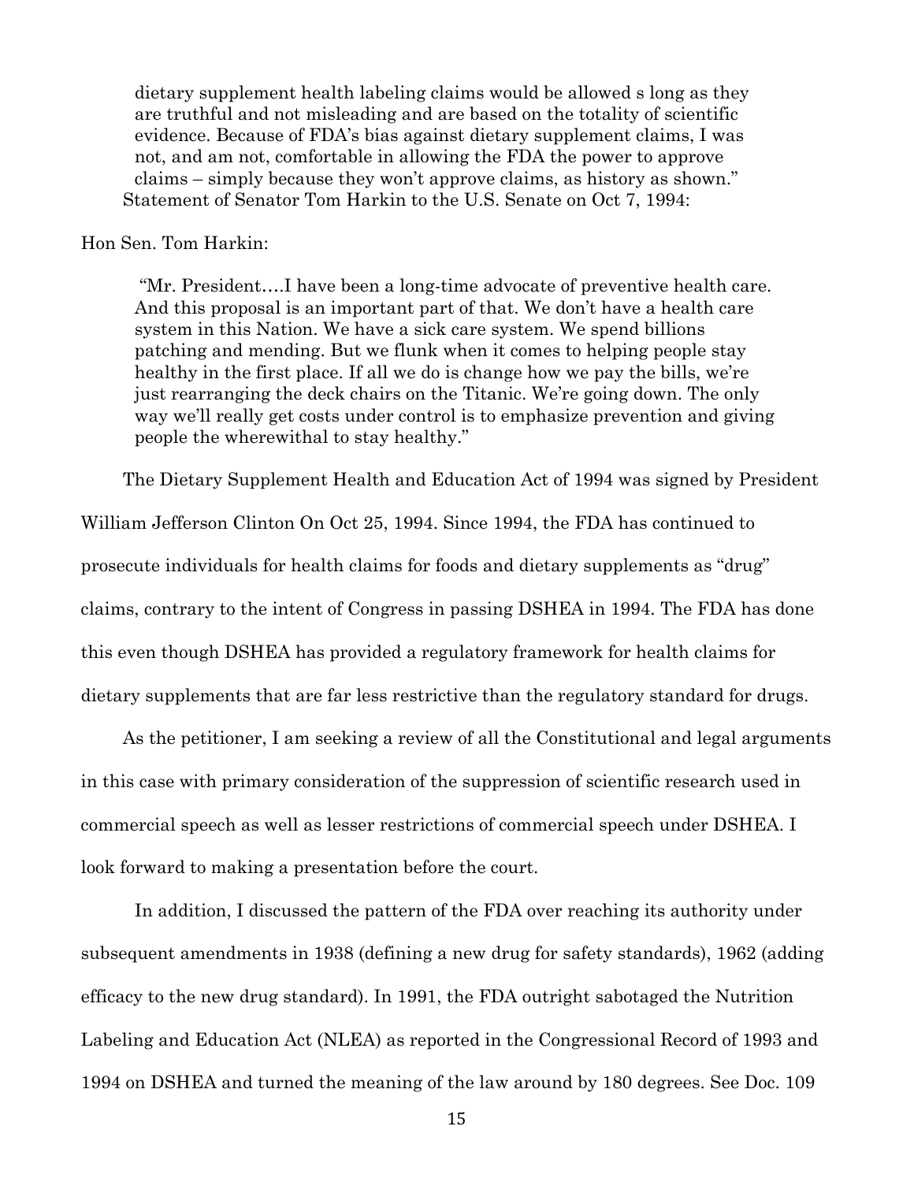> dietary supplement health labeling claims would be allowed s long as they are truthful and not misleading and are based on the totality of scientific evidence. Because of FDA's bias against dietary supplement claims, I was not, and am not, comfortable in allowing the FDA the power to approve claims – simply because they won't approve claims, as history as shown."

Statement of Senator Tom Harkin to the U.S. Senate on Oct 7, 1994:

Hon Sen. Tom Harkin:

> "Mr. President….I have been a long-time advocate of preventive health care. And this proposal is an important part of that. We don't have a health care system in this Nation. We have a sick care system. We spend billions patching and mending. But we flunk when it comes to helping people stay healthy in the first place. If all we do is change how we pay the bills, we're just rearranging the deck chairs on the Titanic. We're going down. The only way we'll really get costs under control is to emphasize prevention and giving people the wherewithal to stay healthy."

The Dietary Supplement Health and Education Act of 1994 was signed by President William Jefferson Clinton On Oct 25, 1994. Since 1994, the FDA has continued to prosecute individuals for health claims for foods and dietary supplements as "drug" claims, contrary to the intent of Congress in passing DSHEA in 1994. The FDA has done this even though DSHEA has provided a regulatory framework for health claims for dietary supplements that are far less restrictive than the regulatory standard for drugs.

As the petitioner, I am seeking a review of all the Constitutional and legal arguments in this case with primary consideration of the suppression of scientific research used in commercial speech as well as lesser restrictions of commercial speech under DSHEA. I look forward to making a presentation before the court.

In addition, I discussed the pattern of the FDA over reaching its authority under subsequent amendments in 1938 (defining a new drug for safety standards), 1962 (adding efficacy to the new drug standard). In 1991, the FDA outright sabotaged the Nutrition Labeling and Education Act (NLEA) as reported in the Congressional Record of 1993 and 1994 on DSHEA and turned the meaning of the law around by 180 degrees. See Doc. 109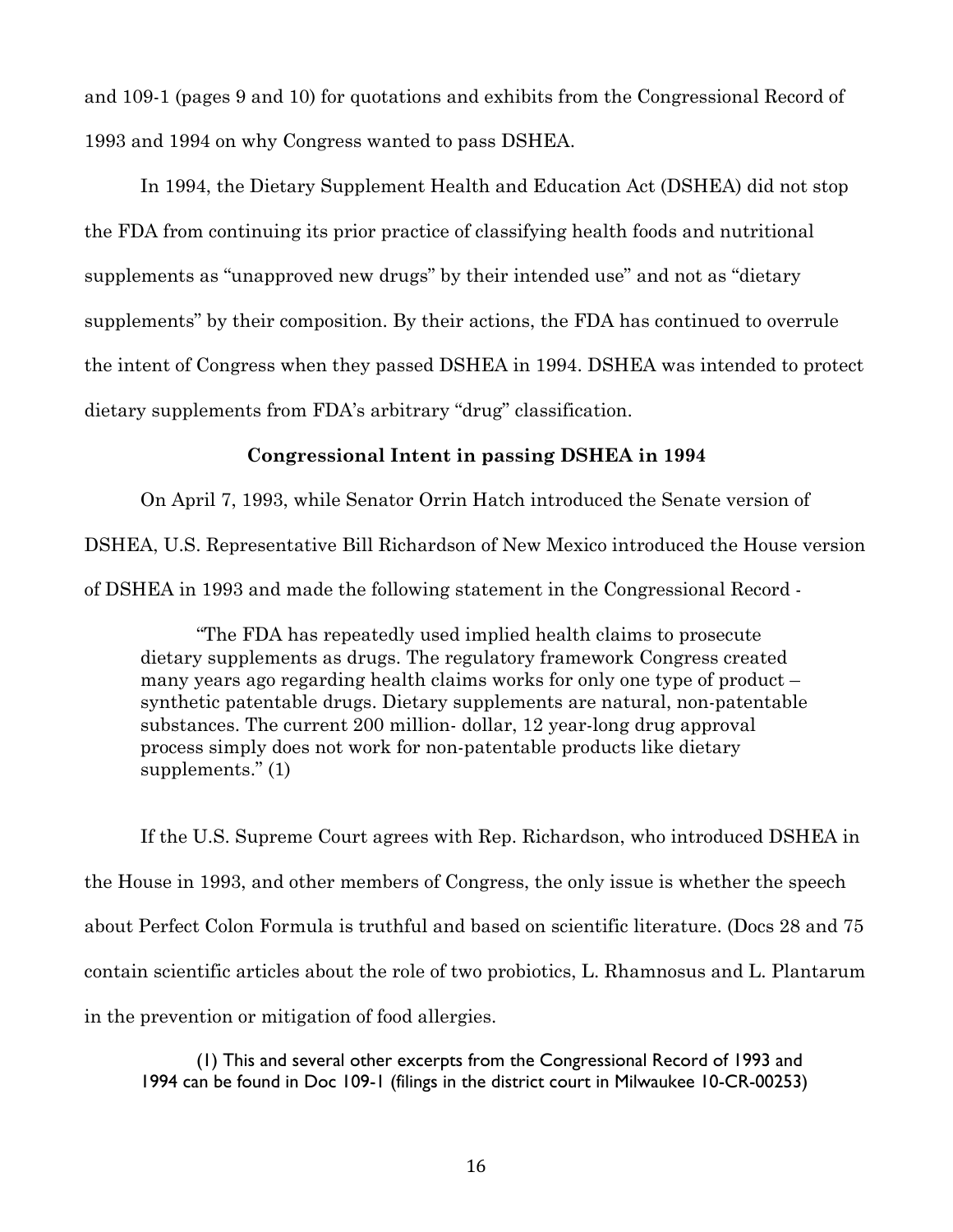and 109-1 (pages 9 and 10) for quotations and exhibits from the Congressional Record of 1993 and 1994 on why Congress wanted to pass DSHEA.

In 1994, the Dietary Supplement Health and Education Act (DSHEA) did not stop the FDA from continuing its prior practice of classifying health foods and nutritional supplements as "unapproved new drugs" by their intended use" and not as "dietary supplements" by their composition. By their actions, the FDA has continued to overrule the intent of Congress when they passed DSHEA in 1994. DSHEA was intended to protect dietary supplements from FDA's arbitrary "drug" classification.

**Congressional Intent in passing DSHEA in 1994**

On April 7, 1993, while Senator Orrin Hatch introduced the Senate version of DSHEA, U.S. Representative Bill Richardson of New Mexico introduced the House version of DSHEA in 1993 and made the following statement in the Congressional Record -

> "The FDA has repeatedly used implied health claims to prosecute dietary supplements as drugs. The regulatory framework Congress created many years ago regarding health claims works for only one type of product – synthetic patentable drugs. Dietary supplements are natural, non-patentable substances. The current 200 million- dollar, 12 year-long drug approval process simply does not work for non-patentable products like dietary supplements." (1)

If the U.S. Supreme Court agrees with Rep. Richardson, who introduced DSHEA in the House in 1993, and other members of Congress, the only issue is whether the speech about Perfect Colon Formula is truthful and based on scientific literature. (Docs 28 and 75 contain scientific articles about the role of two probiotics, L. Rhamnosus and L. Plantarum in the prevention or mitigation of food allergies.

(1) This and several other excerpts from the Congressional Record of 1993 and 1994 can be found in Doc 109-1 (filings in the district court in Milwaukee 10-CR-00253)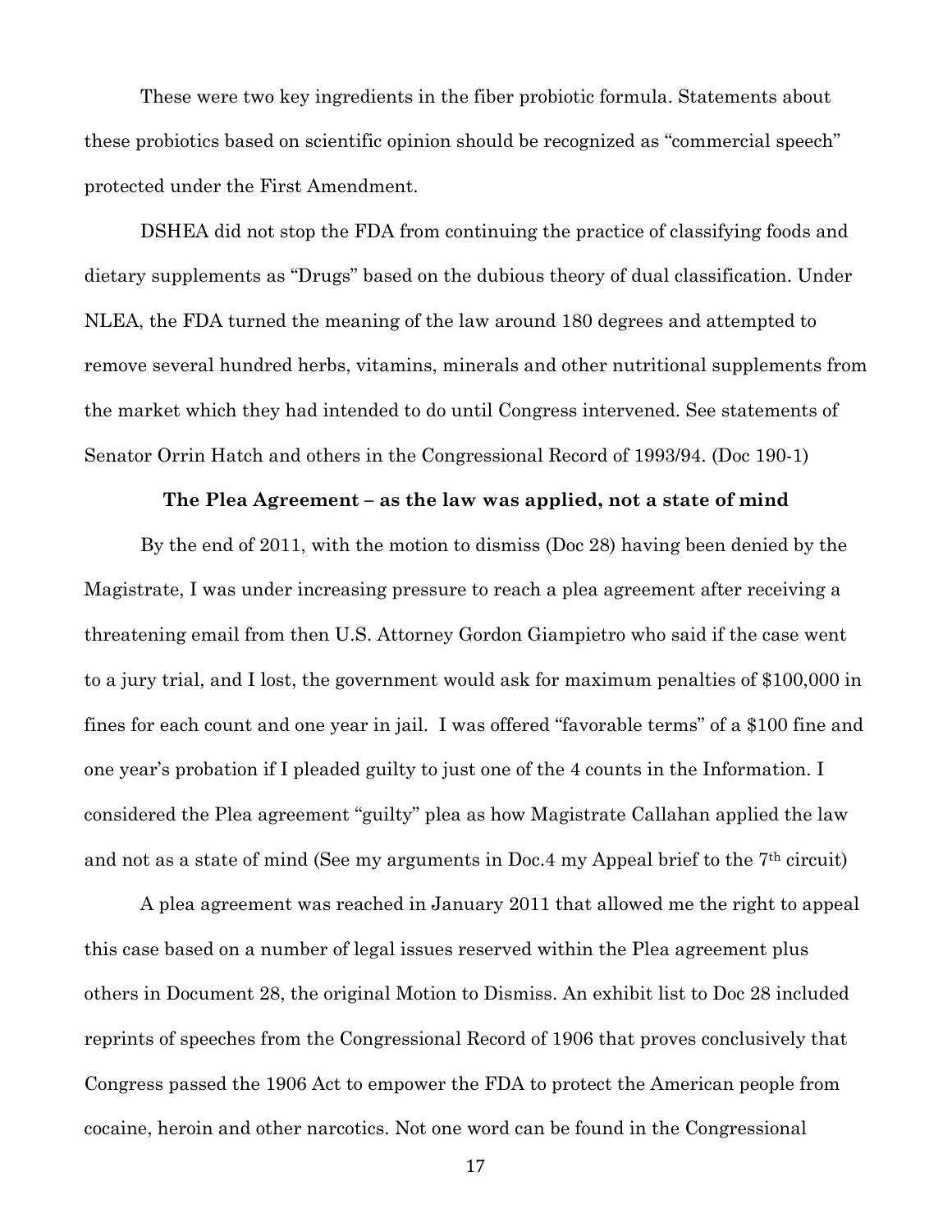These were two key ingredients in the fiber probiotic formula. Statements about these probiotics based on scientific opinion should be recognized as "commercial speech" protected under the First Amendment.

DSHEA did not stop the FDA from continuing the practice of classifying foods and dietary supplements as "Drugs" based on the dubious theory of dual classification. Under NLEA, the FDA turned the meaning of the law around 180 degrees and attempted to remove several hundred herbs, vitamins, minerals and other nutritional supplements from the market which they had intended to do until Congress intervened. See statements of Senator Orrin Hatch and others in the Congressional Record of 1993/94. (Doc 190-1)

**The Plea Agreement – as the law was applied, not a state of mind**

By the end of 2011, with the motion to dismiss (Doc 28) having been denied by the Magistrate, I was under increasing pressure to reach a plea agreement after receiving a threatening email from then U.S. Attorney Gordon Giampietro who said if the case went to a jury trial, and I lost, the government would ask for maximum penalties of $100,000 in fines for each count and one year in jail. I was offered "favorable terms" of a $100 fine and one year's probation if I pleaded guilty to just one of the 4 counts in the Information. I considered the Plea agreement "guilty" plea as how Magistrate Callahan applied the law and not as a state of mind (See my arguments in Doc.4 my Appeal brief to the 7th circuit)

A plea agreement was reached in January 2011 that allowed me the right to appeal this case based on a number of legal issues reserved within the Plea agreement plus others in Document 28, the original Motion to Dismiss. An exhibit list to Doc 28 included reprints of speeches from the Congressional Record of 1906 that proves conclusively that Congress passed the 1906 Act to empower the FDA to protect the American people from cocaine, heroin and other narcotics. Not one word can be found in the Congressional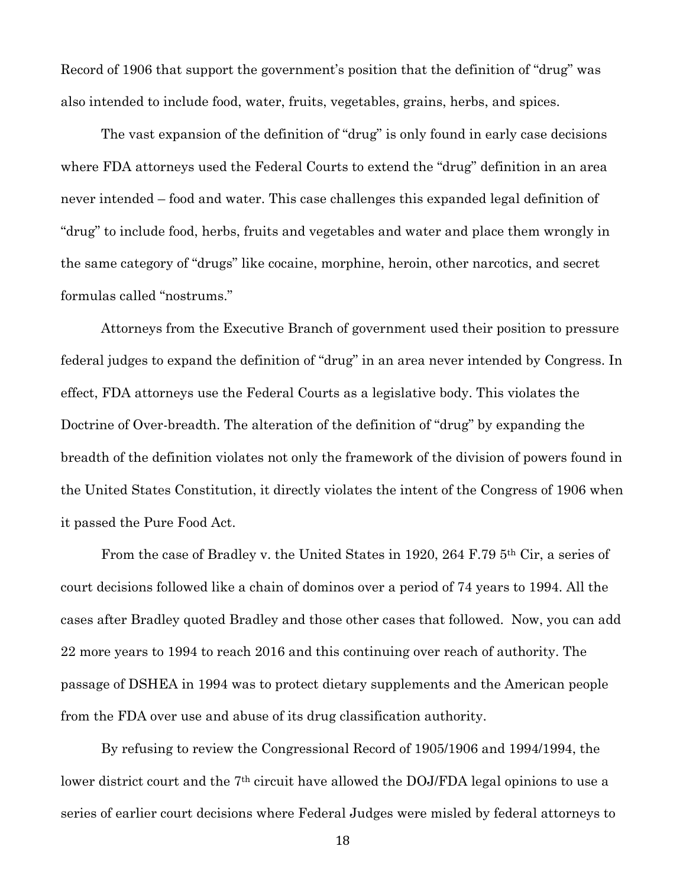Record of 1906 that support the government's position that the definition of "drug" was also intended to include food, water, fruits, vegetables, grains, herbs, and spices.

The vast expansion of the definition of "drug" is only found in early case decisions where FDA attorneys used the Federal Courts to extend the "drug" definition in an area never intended – food and water. This case challenges this expanded legal definition of "drug" to include food, herbs, fruits and vegetables and water and place them wrongly in the same category of "drugs" like cocaine, morphine, heroin, other narcotics, and secret formulas called "nostrums."

Attorneys from the Executive Branch of government used their position to pressure federal judges to expand the definition of "drug" in an area never intended by Congress. In effect, FDA attorneys use the Federal Courts as a legislative body. This violates the Doctrine of Over-breadth. The alteration of the definition of "drug" by expanding the breadth of the definition violates not only the framework of the division of powers found in the United States Constitution, it directly violates the intent of the Congress of 1906 when it passed the Pure Food Act.

From the case of Bradley v. the United States in 1920, 264 F.79 5th Cir, a series of court decisions followed like a chain of dominos over a period of 74 years to 1994. All the cases after Bradley quoted Bradley and those other cases that followed. Now, you can add 22 more years to 1994 to reach 2016 and this continuing over reach of authority. The passage of DSHEA in 1994 was to protect dietary supplements and the American people from the FDA over use and abuse of its drug classification authority.

By refusing to review the Congressional Record of 1905/1906 and 1994/1994, the lower district court and the 7th circuit have allowed the DOJ/FDA legal opinions to use a series of earlier court decisions where Federal Judges were misled by federal attorneys to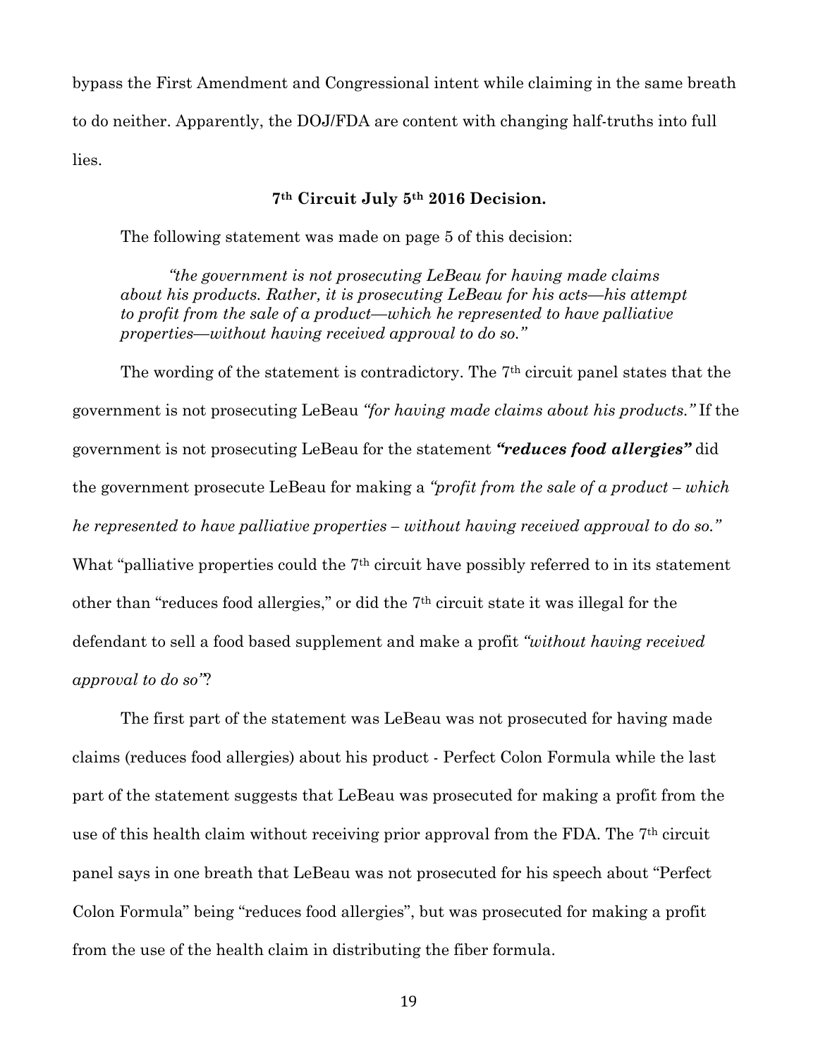bypass the First Amendment and Congressional intent while claiming in the same breath to do neither. Apparently, the DOJ/FDA are content with changing half-truths into full lies.

### 7th Circuit July 5th 2016 Decision.

The following statement was made on page 5 of this decision:

> *"the government is not prosecuting LeBeau for having made claims about his products. Rather, it is prosecuting LeBeau for his acts—his attempt to profit from the sale of a product—which he represented to have palliative properties—without having received approval to do so."*

The wording of the statement is contradictory. The 7th circuit panel states that the government is not prosecuting LeBeau *"for having made claims about his products."* If the government is not prosecuting LeBeau for the statement ***"reduces food allergies"*** did the government prosecute LeBeau for making a *"profit from the sale of a product – which he represented to have palliative properties – without having received approval to do so."* What "palliative properties could the 7th circuit have possibly referred to in its statement other than "reduces food allergies," or did the 7th circuit state it was illegal for the defendant to sell a food based supplement and make a profit *"without having received approval to do so"*?

The first part of the statement was LeBeau was not prosecuted for having made claims (reduces food allergies) about his product - Perfect Colon Formula while the last part of the statement suggests that LeBeau was prosecuted for making a profit from the use of this health claim without receiving prior approval from the FDA. The 7th circuit panel says in one breath that LeBeau was not prosecuted for his speech about "Perfect Colon Formula" being "reduces food allergies", but was prosecuted for making a profit from the use of the health claim in distributing the fiber formula.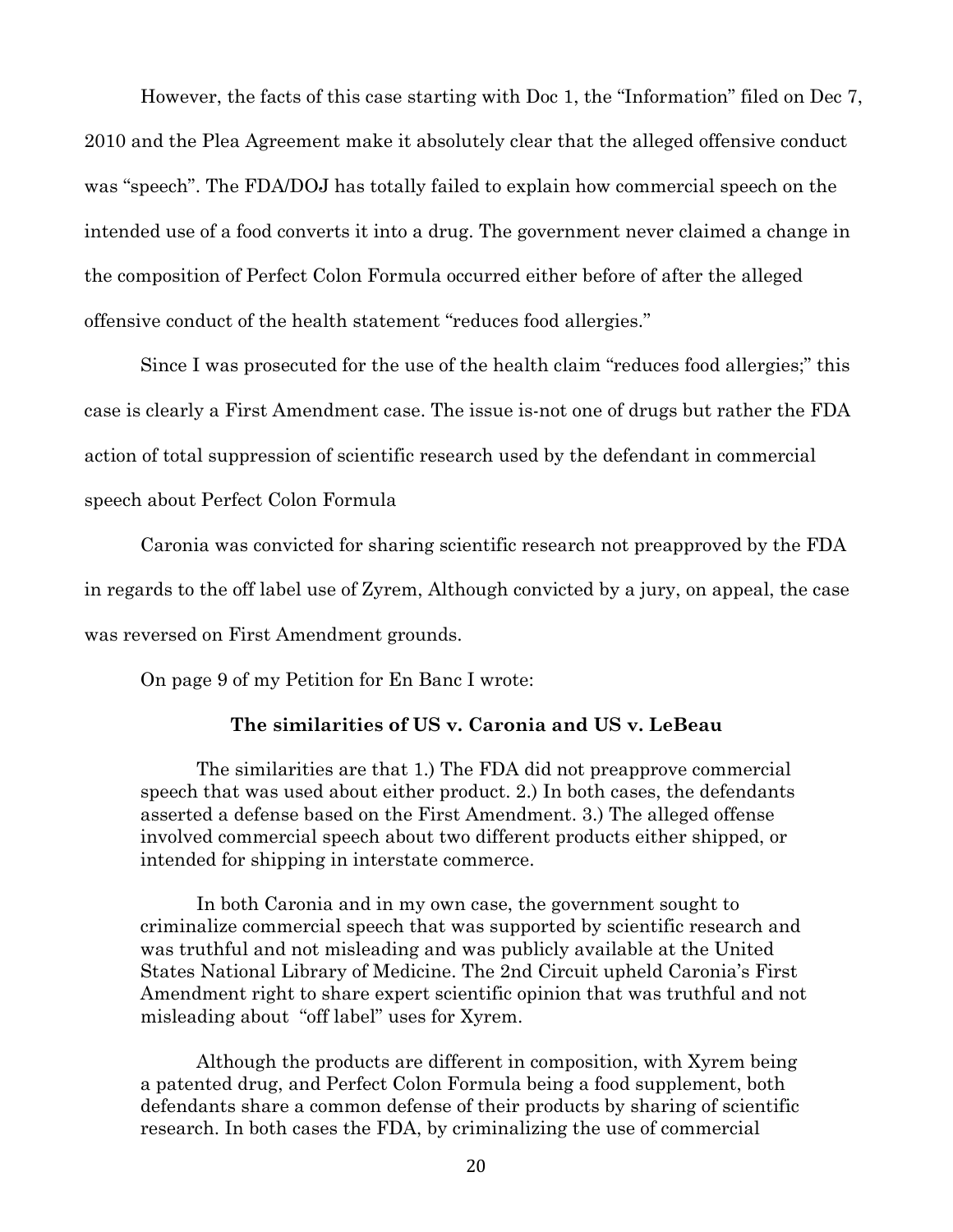However, the facts of this case starting with Doc 1, the "Information" filed on Dec 7, 2010 and the Plea Agreement make it absolutely clear that the alleged offensive conduct was "speech". The FDA/DOJ has totally failed to explain how commercial speech on the intended use of a food converts it into a drug. The government never claimed a change in the composition of Perfect Colon Formula occurred either before of after the alleged offensive conduct of the health statement "reduces food allergies."

Since I was prosecuted for the use of the health claim "reduces food allergies;" this case is clearly a First Amendment case. The issue is-not one of drugs but rather the FDA action of total suppression of scientific research used by the defendant in commercial speech about Perfect Colon Formula

Caronia was convicted for sharing scientific research not preapproved by the FDA in regards to the off label use of Zyrem, Although convicted by a jury, on appeal, the case was reversed on First Amendment grounds.

On page 9 of my Petition for En Banc I wrote:

> **The similarities of US v. Caronia and US v. LeBeau**
>
> The similarities are that 1.) The FDA did not preapprove commercial speech that was used about either product. 2.) In both cases, the defendants asserted a defense based on the First Amendment. 3.) The alleged offense involved commercial speech about two different products either shipped, or intended for shipping in interstate commerce.
>
> In both Caronia and in my own case, the government sought to criminalize commercial speech that was supported by scientific research and was truthful and not misleading and was publicly available at the United States National Library of Medicine. The 2nd Circuit upheld Caronia's First Amendment right to share expert scientific opinion that was truthful and not misleading about "off label" uses for Xyrem.
>
> Although the products are different in composition, with Xyrem being a patented drug, and Perfect Colon Formula being a food supplement, both defendants share a common defense of their products by sharing of scientific research. In both cases the FDA, by criminalizing the use of commercial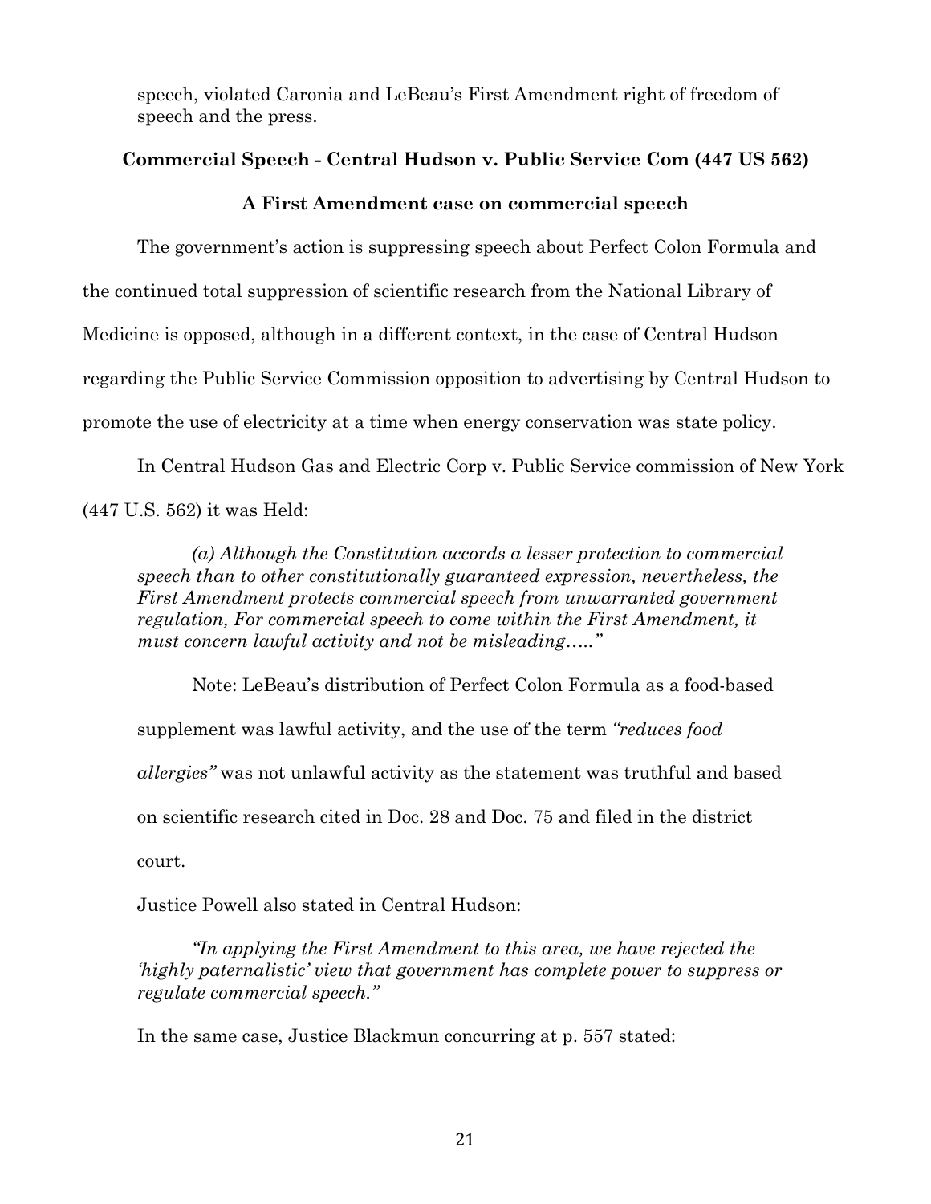speech, violated Caronia and LeBeau's First Amendment right of freedom of speech and the press.

**Commercial Speech - Central Hudson v. Public Service Com (447 US 562)**

**A First Amendment case on commercial speech**

The government's action is suppressing speech about Perfect Colon Formula and the continued total suppression of scientific research from the National Library of Medicine is opposed, although in a different context, in the case of Central Hudson regarding the Public Service Commission opposition to advertising by Central Hudson to promote the use of electricity at a time when energy conservation was state policy.

In Central Hudson Gas and Electric Corp v. Public Service commission of New York (447 U.S. 562) it was Held:

> *(a) Although the Constitution accords a lesser protection to commercial speech than to other constitutionally guaranteed expression, nevertheless, the First Amendment protects commercial speech from unwarranted government regulation, For commercial speech to come within the First Amendment, it must concern lawful activity and not be misleading….."*

> Note: LeBeau's distribution of Perfect Colon Formula as a food-based supplement was lawful activity, and the use of the term *"reduces food allergies"* was not unlawful activity as the statement was truthful and based on scientific research cited in Doc. 28 and Doc. 75 and filed in the district court.

Justice Powell also stated in Central Hudson:

> *"In applying the First Amendment to this area, we have rejected the 'highly paternalistic' view that government has complete power to suppress or regulate commercial speech."*

In the same case, Justice Blackmun concurring at p. 557 stated: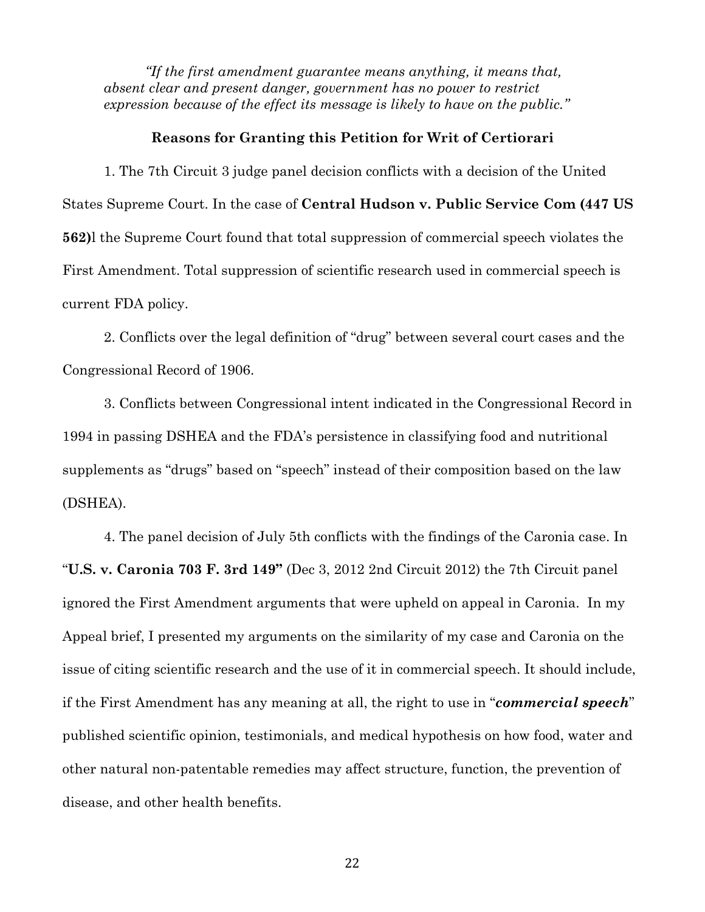*"If the first amendment guarantee means anything, it means that, absent clear and present danger, government has no power to restrict expression because of the effect its message is likely to have on the public."*

**Reasons for Granting this Petition for Writ of Certiorari**

1. The 7th Circuit 3 judge panel decision conflicts with a decision of the United States Supreme Court. In the case of **Central Hudson v. Public Service Com (447 US 562)**l the Supreme Court found that total suppression of commercial speech violates the First Amendment. Total suppression of scientific research used in commercial speech is current FDA policy.

2. Conflicts over the legal definition of "drug" between several court cases and the Congressional Record of 1906.

3. Conflicts between Congressional intent indicated in the Congressional Record in 1994 in passing DSHEA and the FDA's persistence in classifying food and nutritional supplements as "drugs" based on "speech" instead of their composition based on the law (DSHEA).

4. The panel decision of July 5th conflicts with the findings of the Caronia case. In "**U.S. v. Caronia 703 F. 3rd 149"** (Dec 3, 2012 2nd Circuit 2012) the 7th Circuit panel ignored the First Amendment arguments that were upheld on appeal in Caronia. In my Appeal brief, I presented my arguments on the similarity of my case and Caronia on the issue of citing scientific research and the use of it in commercial speech. It should include, if the First Amendment has any meaning at all, the right to use in "***commercial speech***" published scientific opinion, testimonials, and medical hypothesis on how food, water and other natural non-patentable remedies may affect structure, function, the prevention of disease, and other health benefits.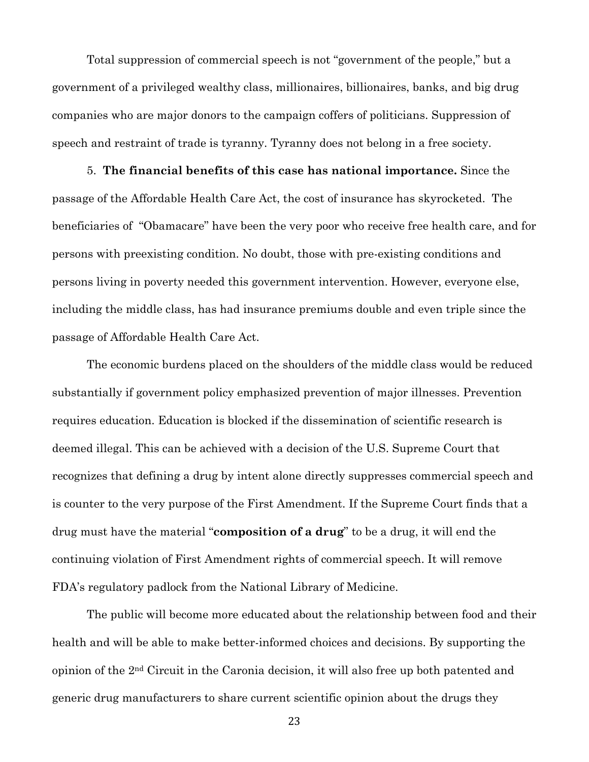Total suppression of commercial speech is not "government of the people," but a government of a privileged wealthy class, millionaires, billionaires, banks, and big drug companies who are major donors to the campaign coffers of politicians. Suppression of speech and restraint of trade is tyranny. Tyranny does not belong in a free society.

5. **The financial benefits of this case has national importance.** Since the passage of the Affordable Health Care Act, the cost of insurance has skyrocketed. The beneficiaries of "Obamacare" have been the very poor who receive free health care, and for persons with preexisting condition. No doubt, those with pre-existing conditions and persons living in poverty needed this government intervention. However, everyone else, including the middle class, has had insurance premiums double and even triple since the passage of Affordable Health Care Act.

The economic burdens placed on the shoulders of the middle class would be reduced substantially if government policy emphasized prevention of major illnesses. Prevention requires education. Education is blocked if the dissemination of scientific research is deemed illegal. This can be achieved with a decision of the U.S. Supreme Court that recognizes that defining a drug by intent alone directly suppresses commercial speech and is counter to the very purpose of the First Amendment. If the Supreme Court finds that a drug must have the material "**composition of a drug**" to be a drug, it will end the continuing violation of First Amendment rights of commercial speech. It will remove FDA's regulatory padlock from the National Library of Medicine.

The public will become more educated about the relationship between food and their health and will be able to make better-informed choices and decisions. By supporting the opinion of the 2nd Circuit in the Caronia decision, it will also free up both patented and generic drug manufacturers to share current scientific opinion about the drugs they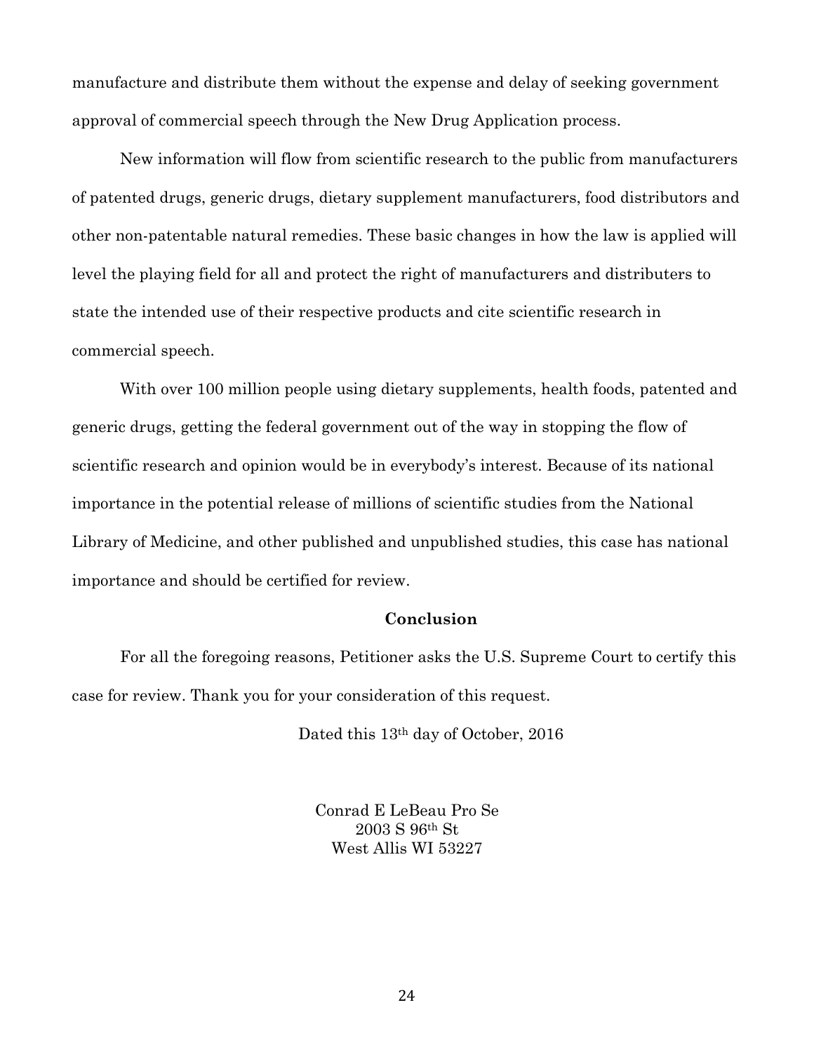manufacture and distribute them without the expense and delay of seeking government approval of commercial speech through the New Drug Application process.

New information will flow from scientific research to the public from manufacturers of patented drugs, generic drugs, dietary supplement manufacturers, food distributors and other non-patentable natural remedies. These basic changes in how the law is applied will level the playing field for all and protect the right of manufacturers and distributers to state the intended use of their respective products and cite scientific research in commercial speech.

With over 100 million people using dietary supplements, health foods, patented and generic drugs, getting the federal government out of the way in stopping the flow of scientific research and opinion would be in everybody's interest. Because of its national importance in the potential release of millions of scientific studies from the National Library of Medicine, and other published and unpublished studies, this case has national importance and should be certified for review.

## Conclusion

For all the foregoing reasons, Petitioner asks the U.S. Supreme Court to certify this case for review. Thank you for your consideration of this request.

Dated this 13th day of October, 2016

Conrad E LeBeau Pro Se
2003 S 96th St
West Allis WI 53227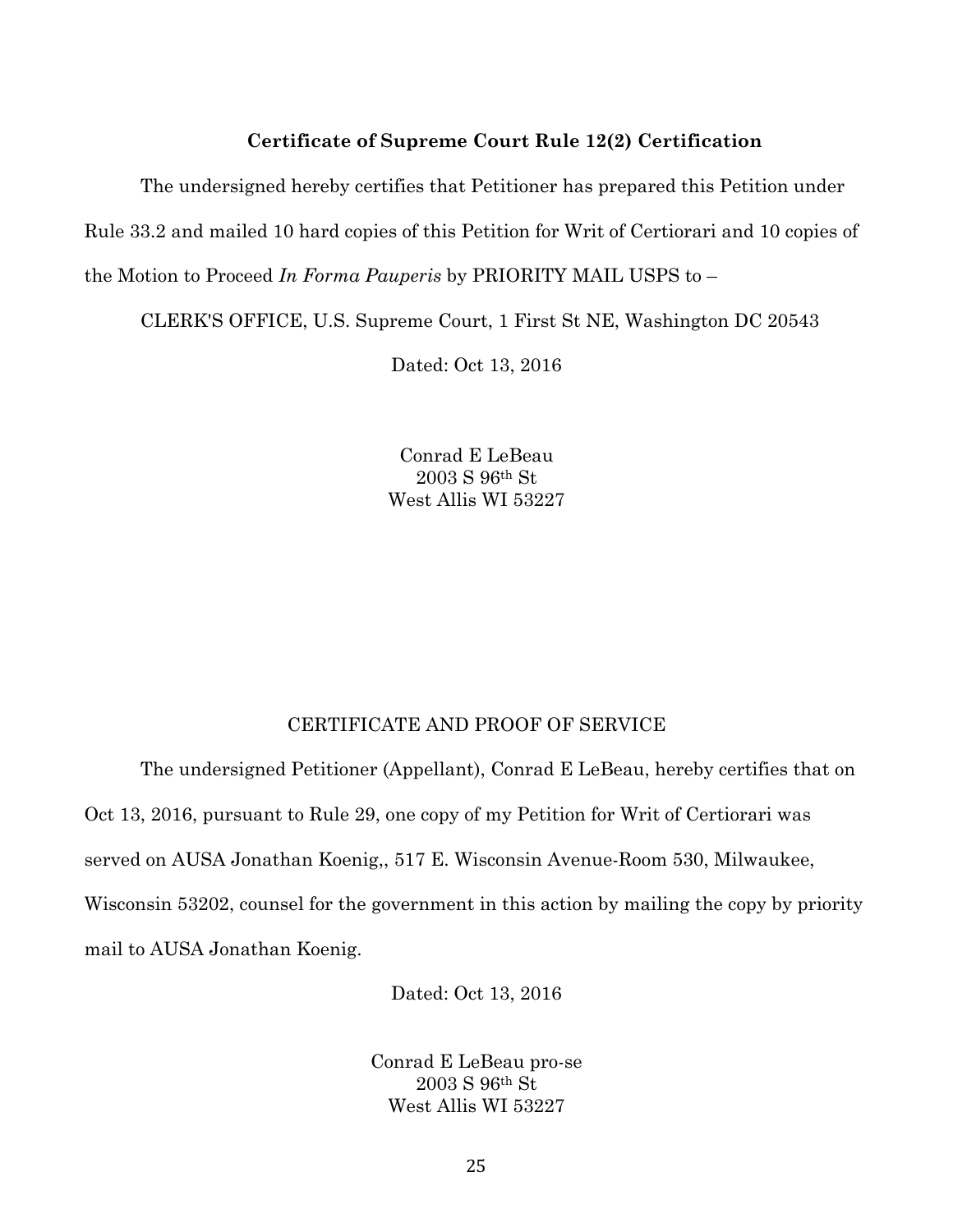**Certificate of Supreme Court Rule 12(2) Certification**

The undersigned hereby certifies that Petitioner has prepared this Petition under Rule 33.2 and mailed 10 hard copies of this Petition for Writ of Certiorari and 10 copies of the Motion to Proceed *In Forma Pauperis* by PRIORITY MAIL USPS to –

CLERK'S OFFICE, U.S. Supreme Court, 1 First St NE, Washington DC 20543

Dated: Oct 13, 2016

Conrad E LeBeau
2003 S 96th St
West Allis WI 53227

CERTIFICATE AND PROOF OF SERVICE

The undersigned Petitioner (Appellant), Conrad E LeBeau, hereby certifies that on Oct 13, 2016, pursuant to Rule 29, one copy of my Petition for Writ of Certiorari was served on AUSA Jonathan Koenig,, 517 E. Wisconsin Avenue-Room 530, Milwaukee, Wisconsin 53202, counsel for the government in this action by mailing the copy by priority mail to AUSA Jonathan Koenig.

Dated: Oct 13, 2016

Conrad E LeBeau pro-se
2003 S 96th St
West Allis WI 53227